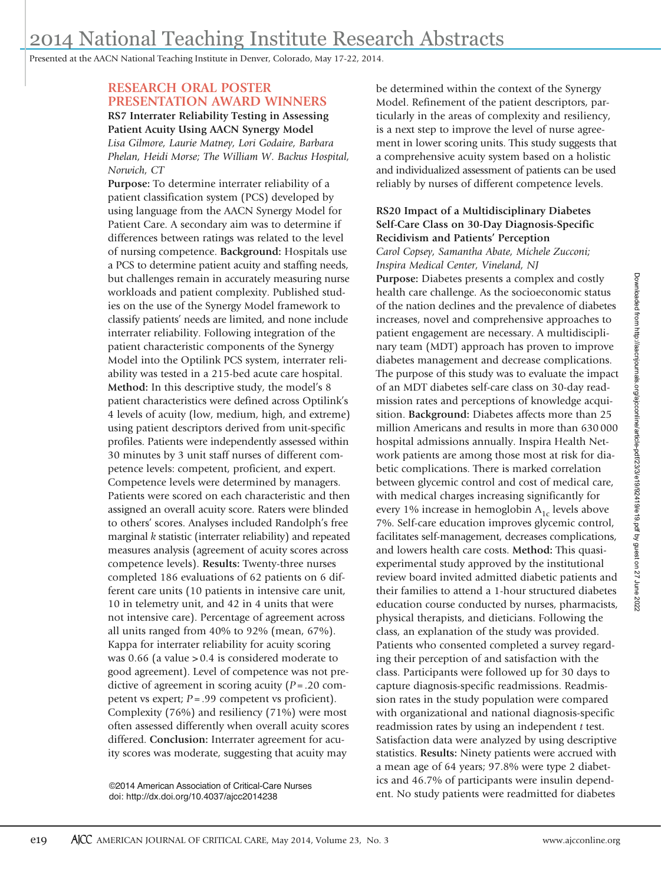# 2014 National Teaching Institute Research Abstracts

Presented at the AACN National Teaching Institute in Denver, Colorado, May 17-22, 2014.

## RESEARCH ORAL POSTER PRESENTATION AWARD WINNERS

### RS7 Interrater Reliability Testing in Assessing Patient Acuity Using AACN Synergy Model

*Lisa Gilmore, Laurie Matney, Lori Godaire, Barbara Phelan, Heidi Morse; The William W. Backus Hospital, Norwich, CT*

**Purpose:** To determine interrater reliability of a patient classification system (PCS) developed by using language from the AACN Synergy Model for Patient Care. A secondary aim was to determine if differences between ratings was related to the level of nursing competence. **Background:** Hospitals use a PCS to determine patient acuity and staffing needs, but challenges remain in accurately measuring nurse workloads and patient complexity. Published studies on the use of the Synergy Model framework to classify patients' needs are limited, and none include interrater reliability. Following integration of the patient characteristic components of the Synergy Model into the Optilink PCS system, interrater reliability was tested in a 215-bed acute care hospital. **Method:** In this descriptive study, the model's 8 patient characteristics were defined across Optilink's 4 levels of acuity (low, medium, high, and extreme) using patient descriptors derived from unit-specific profiles. Patients were independently assessed within 30 minutes by 3 unit staff nurses of different competence levels: competent, proficient, and expert. Competence levels were determined by managers. Patients were scored on each characteristic and then assigned an overall acuity score. Raters were blinded to others' scores. Analyses included Randolph's free marginal *k* statistic (interrater reliability) and repeated measures analysis (agreement of acuity scores across competence levels). **Results:** Twenty-three nurses completed 186 evaluations of 62 patients on 6 different care units (10 patients in intensive care unit, 10 in telemetry unit, and 42 in 4 units that were not intensive care). Percentage of agreement across all units ranged from 40% to 92% (mean, 67%). Kappa for interrater reliability for acuity scoring was 0.66 (a value >0.4 is considered moderate to good agreement). Level of competence was not predictive of agreement in scoring acuity ($P = .20$ competent vs expert; $P = .99$ competent vs proficient). Complexity (76%) and resiliency (71%) were most often assessed differently when overall acuity scores differed. **Conclusion:** Interrater agreement for acuity scores was moderate, suggesting that acuity may be determined within the context of the Synergy Model. Refinement of the patient descriptors, particularly in the areas of complexity and resiliency, is a next step to improve the level of nurse agreement in lower scoring units. This study suggests that a comprehensive acuity system based on a holistic and individualized assessment of patients can be used reliably by nurses of different competence levels.

### RS20 Impact of a Multidisciplinary Diabetes Self-Care Class on 30-Day Diagnosis-Specific Recidivism and Patients' Perception

*Carol Copsey, Samantha Abate, Michele Zucconi; Inspira Medical Center, Vineland, NJ*

**Purpose:** Diabetes presents a complex and costly health care challenge. As the socioeconomic status of the nation declines and the prevalence of diabetes increases, novel and comprehensive approaches to patient engagement are necessary. A multidisciplinary team (MDT) approach has proven to improve diabetes management and decrease complications. The purpose of this study was to evaluate the impact of an MDT diabetes self-care class on 30-day readmission rates and perceptions of knowledge acquisition. **Background:** Diabetes affects more than 25 million Americans and results in more than 630 000 hospital admissions annually. Inspira Health Network patients are among those most at risk for diabetic complications. There is marked correlation between glycemic control and cost of medical care, with medical charges increasing significantly for every 1% increase in hemoglobin $A_{1c}$ levels above 7%. Self-care education improves glycemic control, facilitates self-management, decreases complications, and lowers health care costs. **Method:** This quasi-experimental study approved by the institutional review board invited admitted diabetic patients and their families to attend a 1-hour structured diabetes education course conducted by nurses, pharmacists, physical therapists, and dieticians. Following the class, an explanation of the study was provided. Patients who consented completed a survey regarding their perception of and satisfaction with the class. Participants were followed up for 30 days to capture diagnosis-specific readmissions. Readmission rates in the study population were compared with organizational and national diagnosis-specific readmission rates by using an independent *t* test. Satisfaction data were analyzed by using descriptive statistics. **Results:** Ninety patients were accrued with a mean age of 64 years; 97.8% were type 2 diabetics and 46.7% of participants were insulin dependent. No study patients were readmitted for diabetes

©2014 American Association of Critical-Care Nurses
doi: http://dx.doi.org/10.4037/ajcc2014238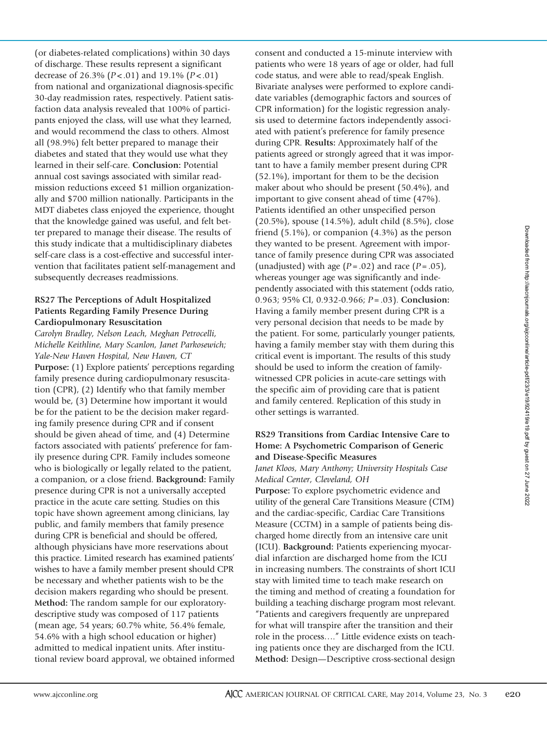(or diabetes-related complications) within 30 days of discharge. These results represent a significant decrease of 26.3% ($P < .01$) and 19.1% ($P < .01$) from national and organizational diagnosis-specific 30-day readmission rates, respectively. Patient satisfaction data analysis revealed that 100% of participants enjoyed the class, will use what they learned, and would recommend the class to others. Almost all (98.9%) felt better prepared to manage their diabetes and stated that they would use what they learned in their self-care. **Conclusion:** Potential annual cost savings associated with similar readmission reductions exceed $1 million organizationally and $700 million nationally. Participants in the MDT diabetes class enjoyed the experience, thought that the knowledge gained was useful, and felt better prepared to manage their disease. The results of this study indicate that a multidisciplinary diabetes self-care class is a cost-effective and successful intervention that facilitates patient self-management and subsequently decreases readmissions.

### RS27 The Perceptions of Adult Hospitalized Patients Regarding Family Presence During Cardiopulmonary Resuscitation

*Carolyn Bradley, Nelson Leach, Meghan Petrocelli, Michelle Keithline, Mary Scanlon, Janet Parkosewich; Yale-New Haven Hospital, New Haven, CT*

**Purpose:** (1) Explore patients' perceptions regarding family presence during cardiopulmonary resuscitation (CPR), (2) Identify who that family member would be, (3) Determine how important it would be for the patient to be the decision maker regarding family presence during CPR and if consent should be given ahead of time, and (4) Determine factors associated with patients' preference for family presence during CPR. Family includes someone who is biologically or legally related to the patient, a companion, or a close friend. **Background:** Family presence during CPR is not a universally accepted practice in the acute care setting. Studies on this topic have shown agreement among clinicians, lay public, and family members that family presence during CPR is beneficial and should be offered, although physicians have more reservations about this practice. Limited research has examined patients' wishes to have a family member present should CPR be necessary and whether patients wish to be the decision makers regarding who should be present. **Method:** The random sample for our exploratory-descriptive study was composed of 117 patients (mean age, 54 years; 60.7% white, 56.4% female, 54.6% with a high school education or higher) admitted to medical inpatient units. After institutional review board approval, we obtained informed consent and conducted a 15-minute interview with patients who were 18 years of age or older, had full code status, and were able to read/speak English. Bivariate analyses were performed to explore candidate variables (demographic factors and sources of CPR information) for the logistic regression analysis used to determine factors independently associated with patient's preference for family presence during CPR. **Results:** Approximately half of the patients agreed or strongly agreed that it was important to have a family member present during CPR (52.1%), important for them to be the decision maker about who should be present (50.4%), and important to give consent ahead of time (47%). Patients identified an other unspecified person (20.5%), spouse (14.5%), adult child (8.5%), close friend (5.1%), or companion (4.3%) as the person they wanted to be present. Agreement with importance of family presence during CPR was associated (unadjusted) with age ($P = .02$) and race ($P = .05$), whereas younger age was significantly and independently associated with this statement (odds ratio, 0.963; 95% CI, 0.932-0.966; $P = .03$). **Conclusion:** Having a family member present during CPR is a very personal decision that needs to be made by the patient. For some, particularly younger patients, having a family member stay with them during this critical event is important. The results of this study should be used to inform the creation of family-witnessed CPR policies in acute-care settings with the specific aim of providing care that is patient and family centered. Replication of this study in other settings is warranted.

### RS29 Transitions from Cardiac Intensive Care to Home: A Psychometric Comparison of Generic and Disease-Specific Measures

*Janet Kloos, Mary Anthony; University Hospitals Case Medical Center, Cleveland, OH*

**Purpose:** To explore psychometric evidence and utility of the general Care Transitions Measure (CTM) and the cardiac-specific, Cardiac Care Transitions Measure (CCTM) in a sample of patients being discharged home directly from an intensive care unit (ICU). **Background:** Patients experiencing myocardial infarction are discharged home from the ICU in increasing numbers. The constraints of short ICU stay with limited time to teach make research on the timing and method of creating a foundation for building a teaching discharge program most relevant. "Patients and caregivers frequently are unprepared for what will transpire after the transition and their role in the process…." Little evidence exists on teaching patients once they are discharged from the ICU. **Method:** Design—Descriptive cross-sectional design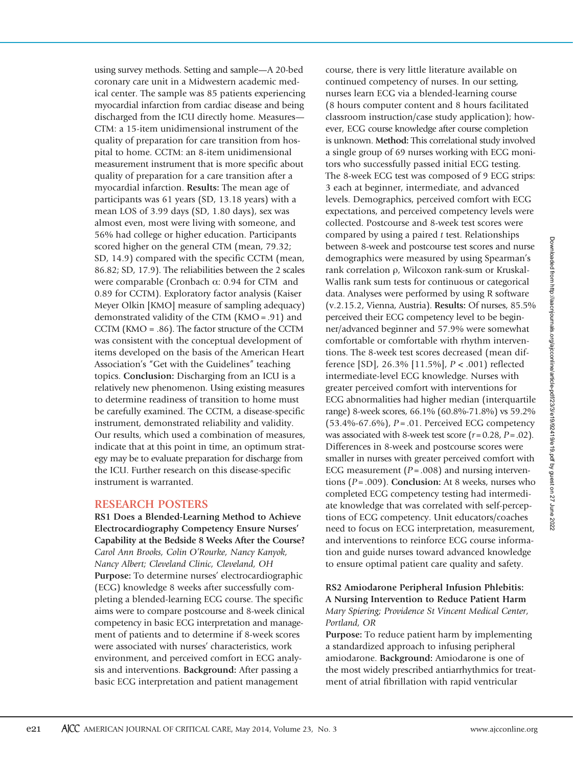using survey methods. Setting and sample—A 20-bed coronary care unit in a Midwestern academic medical center. The sample was 85 patients experiencing myocardial infarction from cardiac disease and being discharged from the ICU directly home. Measures—CTM: a 15-item unidimensional instrument of the quality of preparation for care transition from hospital to home. CCTM: an 8-item unidimensional measurement instrument that is more specific about quality of preparation for a care transition after a myocardial infarction. **Results:** The mean age of participants was 61 years (SD, 13.18 years) with a mean LOS of 3.99 days (SD, 1.80 days), sex was almost even, most were living with someone, and 56% had college or higher education. Participants scored higher on the general CTM (mean, 79.32; SD, 14.9) compared with the specific CCTM (mean, 86.82; SD, 17.9). The reliabilities between the 2 scales were comparable (Cronbach α: 0.94 for CTM and 0.89 for CCTM). Exploratory factor analysis (Kaiser Meyer Olkin [KMO] measure of sampling adequacy) demonstrated validity of the CTM (KMO = .91) and CCTM (KMO = .86). The factor structure of the CCTM was consistent with the conceptual development of items developed on the basis of the American Heart Association's "Get with the Guidelines" teaching topics. **Conclusion:** Discharging from an ICU is a relatively new phenomenon. Using existing measures to determine readiness of transition to home must be carefully examined. The CCTM, a disease-specific instrument, demonstrated reliability and validity. Our results, which used a combination of measures, indicate that at this point in time, an optimum strategy may be to evaluate preparation for discharge from the ICU. Further research on this disease-specific instrument is warranted.

## RESEARCH POSTERS

**RS1 Does a Blended-Learning Method to Achieve Electrocardiography Competency Ensure Nurses' Capability at the Bedside 8 Weeks After the Course?**
*Carol Ann Brooks, Colin O'Rourke, Nancy Kanyok, Nancy Albert; Cleveland Clinic, Cleveland, OH*

**Purpose:** To determine nurses' electrocardiographic (ECG) knowledge 8 weeks after successfully completing a blended-learning ECG course. The specific aims were to compare postcourse and 8-week clinical competency in basic ECG interpretation and management of patients and to determine if 8-week scores were associated with nurses' characteristics, work environment, and perceived comfort in ECG analysis and interventions. **Background:** After passing a basic ECG interpretation and patient management course, there is very little literature available on continued competency of nurses. In our setting, nurses learn ECG via a blended-learning course (8 hours computer content and 8 hours facilitated classroom instruction/case study application); however, ECG course knowledge after course completion is unknown. **Method:** This correlational study involved a single group of 69 nurses working with ECG monitors who successfully passed initial ECG testing. The 8-week ECG test was composed of 9 ECG strips: 3 each at beginner, intermediate, and advanced levels. Demographics, perceived comfort with ECG expectations, and perceived competency levels were collected. Postcourse and 8-week test scores were compared by using a paired *t* test. Relationships between 8-week and postcourse test scores and nurse demographics were measured by using Spearman's rank correlation ρ, Wilcoxon rank-sum or Kruskal-Wallis rank sum tests for continuous or categorical data. Analyses were performed by using R software (v.2.15.2, Vienna, Austria). **Results:** Of nurses, 85.5% perceived their ECG competency level to be beginner/advanced beginner and 57.9% were somewhat comfortable or comfortable with rhythm interventions. The 8-week test scores decreased (mean difference [SD], 26.3% [11.5%], $P < .001$) reflected intermediate-level ECG knowledge. Nurses with greater perceived comfort with interventions for ECG abnormalities had higher median (interquartile range) 8-week scores, 66.1% (60.8%-71.8%) vs 59.2% (53.4%-67.6%), $P = .01$. Perceived ECG competency was associated with 8-week test score ($r = 0.28$, $P = .02$). Differences in 8-week and postcourse scores were smaller in nurses with greater perceived comfort with ECG measurement ($P = .008$) and nursing interventions ($P = .009$). **Conclusion:** At 8 weeks, nurses who completed ECG competency testing had intermediate knowledge that was correlated with self-perceptions of ECG competency. Unit educators/coaches need to focus on ECG interpretation, measurement, and interventions to reinforce ECG course information and guide nurses toward advanced knowledge to ensure optimal patient care quality and safety.

**RS2 Amiodarone Peripheral Infusion Phlebitis: A Nursing Intervention to Reduce Patient Harm**
*Mary Spiering; Providence St Vincent Medical Center, Portland, OR*

**Purpose:** To reduce patient harm by implementing a standardized approach to infusing peripheral amiodarone. **Background:** Amiodarone is one of the most widely prescribed antiarrhythmics for treatment of atrial fibrillation with rapid ventricular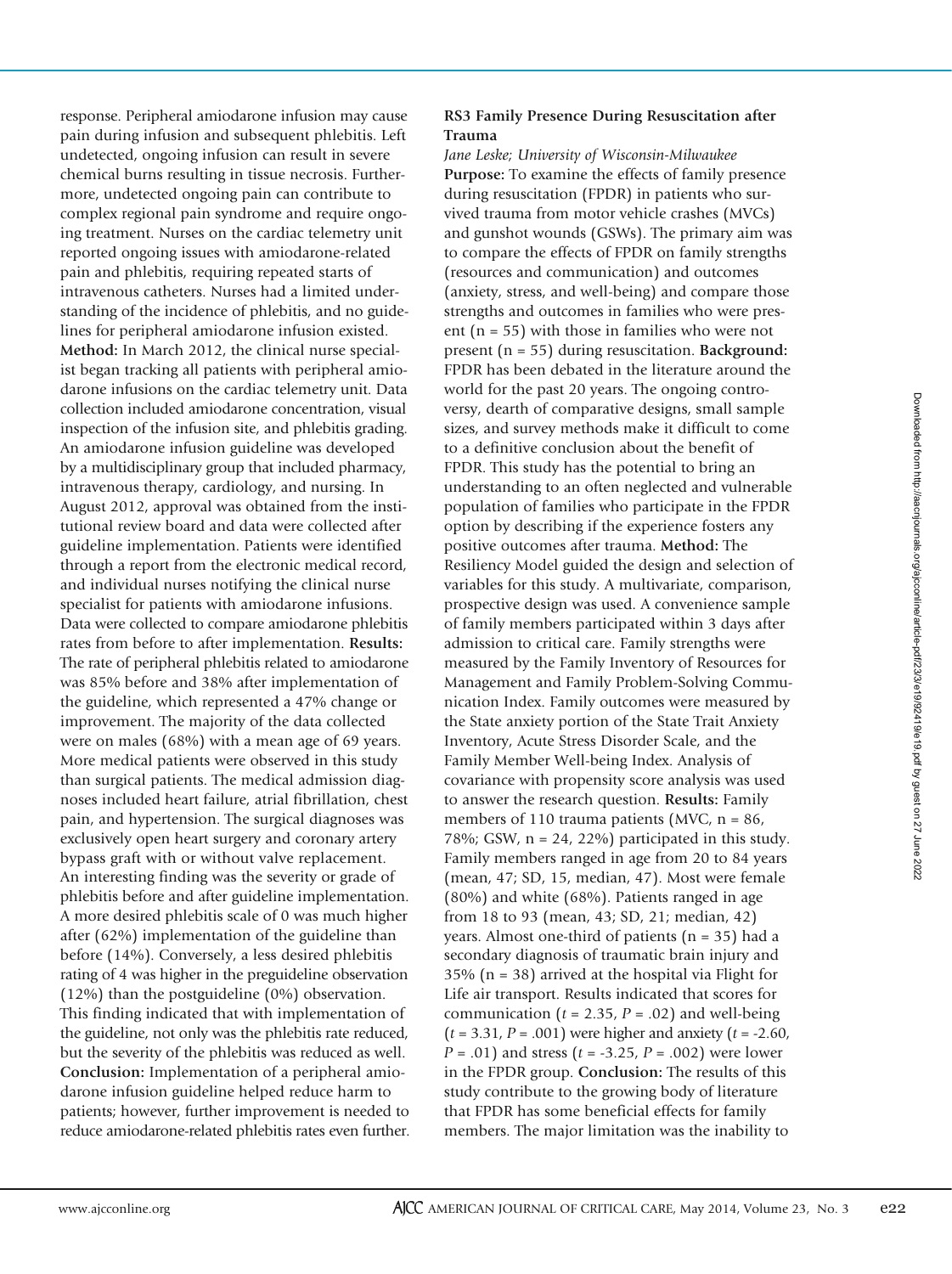response. Peripheral amiodarone infusion may cause pain during infusion and subsequent phlebitis. Left undetected, ongoing infusion can result in severe chemical burns resulting in tissue necrosis. Furthermore, undetected ongoing pain can contribute to complex regional pain syndrome and require ongoing treatment. Nurses on the cardiac telemetry unit reported ongoing issues with amiodarone-related pain and phlebitis, requiring repeated starts of intravenous catheters. Nurses had a limited understanding of the incidence of phlebitis, and no guidelines for peripheral amiodarone infusion existed. **Method:** In March 2012, the clinical nurse specialist began tracking all patients with peripheral amiodarone infusions on the cardiac telemetry unit. Data collection included amiodarone concentration, visual inspection of the infusion site, and phlebitis grading. An amiodarone infusion guideline was developed by a multidisciplinary group that included pharmacy, intravenous therapy, cardiology, and nursing. In August 2012, approval was obtained from the institutional review board and data were collected after guideline implementation. Patients were identified through a report from the electronic medical record, and individual nurses notifying the clinical nurse specialist for patients with amiodarone infusions. Data were collected to compare amiodarone phlebitis rates from before to after implementation. **Results:** The rate of peripheral phlebitis related to amiodarone was 85% before and 38% after implementation of the guideline, which represented a 47% change or improvement. The majority of the data collected were on males (68%) with a mean age of 69 years. More medical patients were observed in this study than surgical patients. The medical admission diagnoses included heart failure, atrial fibrillation, chest pain, and hypertension. The surgical diagnoses was exclusively open heart surgery and coronary artery bypass graft with or without valve replacement. An interesting finding was the severity or grade of phlebitis before and after guideline implementation. A more desired phlebitis scale of 0 was much higher after (62%) implementation of the guideline than before (14%). Conversely, a less desired phlebitis rating of 4 was higher in the preguideline observation (12%) than the postguideline (0%) observation. This finding indicated that with implementation of the guideline, not only was the phlebitis rate reduced, but the severity of the phlebitis was reduced as well. **Conclusion:** Implementation of a peripheral amiodarone infusion guideline helped reduce harm to patients; however, further improvement is needed to reduce amiodarone-related phlebitis rates even further.

### RS3 Family Presence During Resuscitation after Trauma

*Jane Leske; University of Wisconsin-Milwaukee*

**Purpose:** To examine the effects of family presence during resuscitation (FPDR) in patients who survived trauma from motor vehicle crashes (MVCs) and gunshot wounds (GSWs). The primary aim was to compare the effects of FPDR on family strengths (resources and communication) and outcomes (anxiety, stress, and well-being) and compare those strengths and outcomes in families who were present (n = 55) with those in families who were not present (n = 55) during resuscitation. **Background:** FPDR has been debated in the literature around the world for the past 20 years. The ongoing controversy, dearth of comparative designs, small sample sizes, and survey methods make it difficult to come to a definitive conclusion about the benefit of FPDR. This study has the potential to bring an understanding to an often neglected and vulnerable population of families who participate in the FPDR option by describing if the experience fosters any positive outcomes after trauma. **Method:** The Resiliency Model guided the design and selection of variables for this study. A multivariate, comparison, prospective design was used. A convenience sample of family members participated within 3 days after admission to critical care. Family strengths were measured by the Family Inventory of Resources for Management and Family Problem-Solving Communication Index. Family outcomes were measured by the State anxiety portion of the State Trait Anxiety Inventory, Acute Stress Disorder Scale, and the Family Member Well-being Index. Analysis of covariance with propensity score analysis was used to answer the research question. **Results:** Family members of 110 trauma patients (MVC, n = 86, 78%; GSW, n = 24, 22%) participated in this study. Family members ranged in age from 20 to 84 years (mean, 47; SD, 15, median, 47). Most were female (80%) and white (68%). Patients ranged in age from 18 to 93 (mean, 43; SD, 21; median, 42) years. Almost one-third of patients (n = 35) had a secondary diagnosis of traumatic brain injury and 35% (n = 38) arrived at the hospital via Flight for Life air transport. Results indicated that scores for communication ($t = 2.35$, $P = .02$) and well-being ($t = 3.31$, $P = .001$) were higher and anxiety ($t = -2.60$, $P = .01$) and stress ($t = -3.25$, $P = .002$) were lower in the FPDR group. **Conclusion:** The results of this study contribute to the growing body of literature that FPDR has some beneficial effects for family members. The major limitation was the inability to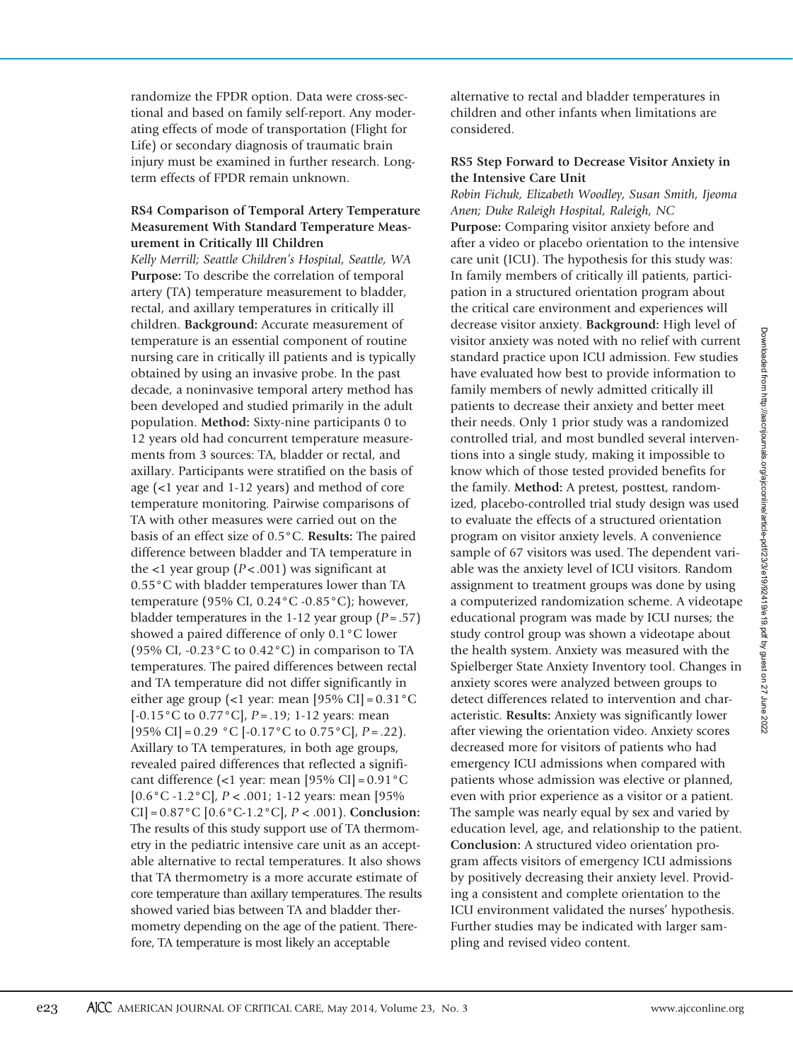randomize the FPDR option. Data were cross-sectional and based on family self-report. Any moderating effects of mode of transportation (Flight for Life) or secondary diagnosis of traumatic brain injury must be examined in further research. Long-term effects of FPDR remain unknown.

### RS4 Comparison of Temporal Artery Temperature Measurement With Standard Temperature Measurement in Critically Ill Children

*Kelly Merrill; Seattle Children's Hospital, Seattle, WA*

**Purpose:** To describe the correlation of temporal artery (TA) temperature measurement to bladder, rectal, and axillary temperatures in critically ill children. **Background:** Accurate measurement of temperature is an essential component of routine nursing care in critically ill patients and is typically obtained by using an invasive probe. In the past decade, a noninvasive temporal artery method has been developed and studied primarily in the adult population. **Method:** Sixty-nine participants 0 to 12 years old had concurrent temperature measurements from 3 sources: TA, bladder or rectal, and axillary. Participants were stratified on the basis of age (<1 year and 1-12 years) and method of core temperature monitoring. Pairwise comparisons of TA with other measures were carried out on the basis of an effect size of 0.5°C. **Results:** The paired difference between bladder and TA temperature in the <1 year group ($P < .001$) was significant at 0.55°C with bladder temperatures lower than TA temperature (95% CI, 0.24°C -0.85°C); however, bladder temperatures in the 1-12 year group ($P = .57$) showed a paired difference of only 0.1°C lower (95% CI, -0.23°C to 0.42°C) in comparison to TA temperatures. The paired differences between rectal and TA temperature did not differ significantly in either age group (<1 year: mean [95% CI] = 0.31°C [-0.15°C to 0.77°C], $P = .19$; 1-12 years: mean [95% CI] = 0.29 °C [-0.17°C to 0.75°C], $P = .22$). Axillary to TA temperatures, in both age groups, revealed paired differences that reflected a significant difference (<1 year: mean [95% CI] = 0.91°C [0.6°C -1.2°C], $P < .001$; 1-12 years: mean [95% CI] = 0.87°C [0.6°C-1.2°C], $P < .001$). **Conclusion:** The results of this study support use of TA thermometry in the pediatric intensive care unit as an acceptable alternative to rectal temperatures. It also shows that TA thermometry is a more accurate estimate of core temperature than axillary temperatures. The results showed varied bias between TA and bladder thermometry depending on the age of the patient. Therefore, TA temperature is most likely an acceptable alternative to rectal and bladder temperatures in children and other infants when limitations are considered.

### RS5 Step Forward to Decrease Visitor Anxiety in the Intensive Care Unit

*Robin Fichuk, Elizabeth Woodley, Susan Smith, Ijeoma Anen; Duke Raleigh Hospital, Raleigh, NC*

**Purpose:** Comparing visitor anxiety before and after a video or placebo orientation to the intensive care unit (ICU). The hypothesis for this study was: In family members of critically ill patients, participation in a structured orientation program about the critical care environment and experiences will decrease visitor anxiety. **Background:** High level of visitor anxiety was noted with no relief with current standard practice upon ICU admission. Few studies have evaluated how best to provide information to family members of newly admitted critically ill patients to decrease their anxiety and better meet their needs. Only 1 prior study was a randomized controlled trial, and most bundled several interventions into a single study, making it impossible to know which of those tested provided benefits for the family. **Method:** A pretest, posttest, randomized, placebo-controlled trial study design was used to evaluate the effects of a structured orientation program on visitor anxiety levels. A convenience sample of 67 visitors was used. The dependent variable was the anxiety level of ICU visitors. Random assignment to treatment groups was done by using a computerized randomization scheme. A videotape educational program was made by ICU nurses; the study control group was shown a videotape about the health system. Anxiety was measured with the Spielberger State Anxiety Inventory tool. Changes in anxiety scores were analyzed between groups to detect differences related to intervention and characteristic. **Results:** Anxiety was significantly lower after viewing the orientation video. Anxiety scores decreased more for visitors of patients who had emergency ICU admissions when compared with patients whose admission was elective or planned, even with prior experience as a visitor or a patient. The sample was nearly equal by sex and varied by education level, age, and relationship to the patient. **Conclusion:** A structured video orientation program affects visitors of emergency ICU admissions by positively decreasing their anxiety level. Providing a consistent and complete orientation to the ICU environment validated the nurses' hypothesis. Further studies may be indicated with larger sampling and revised video content.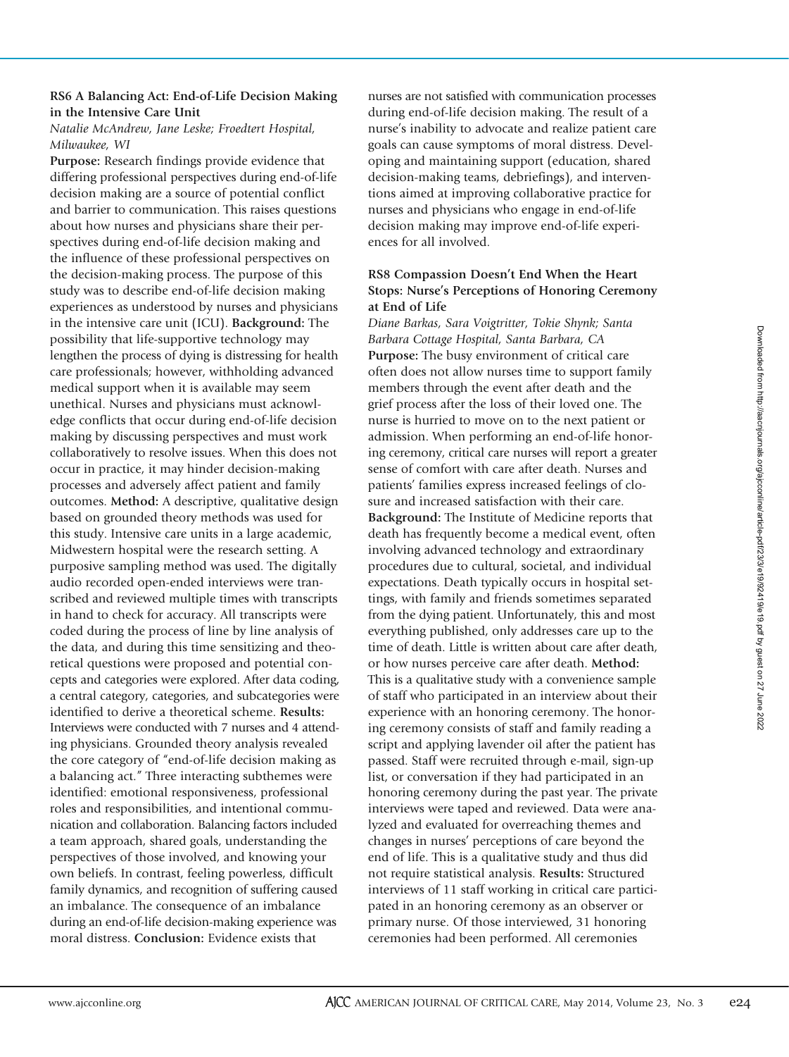### RS6 A Balancing Act: End-of-Life Decision Making in the Intensive Care Unit

*Natalie McAndrew, Jane Leske; Froedtert Hospital, Milwaukee, WI*

**Purpose:** Research findings provide evidence that differing professional perspectives during end-of-life decision making are a source of potential conflict and barrier to communication. This raises questions about how nurses and physicians share their perspectives during end-of-life decision making and the influence of these professional perspectives on the decision-making process. The purpose of this study was to describe end-of-life decision making experiences as understood by nurses and physicians in the intensive care unit (ICU). **Background:** The possibility that life-supportive technology may lengthen the process of dying is distressing for health care professionals; however, withholding advanced medical support when it is available may seem unethical. Nurses and physicians must acknowledge conflicts that occur during end-of-life decision making by discussing perspectives and must work collaboratively to resolve issues. When this does not occur in practice, it may hinder decision-making processes and adversely affect patient and family outcomes. **Method:** A descriptive, qualitative design based on grounded theory methods was used for this study. Intensive care units in a large academic, Midwestern hospital were the research setting. A purposive sampling method was used. The digitally audio recorded open-ended interviews were transcribed and reviewed multiple times with transcripts in hand to check for accuracy. All transcripts were coded during the process of line by line analysis of the data, and during this time sensitizing and theoretical questions were proposed and potential concepts and categories were explored. After data coding, a central category, categories, and subcategories were identified to derive a theoretical scheme. **Results:** Interviews were conducted with 7 nurses and 4 attending physicians. Grounded theory analysis revealed the core category of "end-of-life decision making as a balancing act." Three interacting subthemes were identified: emotional responsiveness, professional roles and responsibilities, and intentional communication and collaboration. Balancing factors included a team approach, shared goals, understanding the perspectives of those involved, and knowing your own beliefs. In contrast, feeling powerless, difficult family dynamics, and recognition of suffering caused an imbalance. The consequence of an imbalance during an end-of-life decision-making experience was moral distress. **Conclusion:** Evidence exists that nurses are not satisfied with communication processes during end-of-life decision making. The result of a nurse's inability to advocate and realize patient care goals can cause symptoms of moral distress. Developing and maintaining support (education, shared decision-making teams, debriefings), and interventions aimed at improving collaborative practice for nurses and physicians who engage in end-of-life decision making may improve end-of-life experiences for all involved.

### RS8 Compassion Doesn't End When the Heart Stops: Nurse's Perceptions of Honoring Ceremony at End of Life

*Diane Barkas, Sara Voigtritter, Tokie Shynk; Santa Barbara Cottage Hospital, Santa Barbara, CA*

**Purpose:** The busy environment of critical care often does not allow nurses time to support family members through the event after death and the grief process after the loss of their loved one. The nurse is hurried to move on to the next patient or admission. When performing an end-of-life honoring ceremony, critical care nurses will report a greater sense of comfort with care after death. Nurses and patients' families express increased feelings of closure and increased satisfaction with their care. **Background:** The Institute of Medicine reports that death has frequently become a medical event, often involving advanced technology and extraordinary procedures due to cultural, societal, and individual expectations. Death typically occurs in hospital settings, with family and friends sometimes separated from the dying patient. Unfortunately, this and most everything published, only addresses care up to the time of death. Little is written about care after death, or how nurses perceive care after death. **Method:** This is a qualitative study with a convenience sample of staff who participated in an interview about their experience with an honoring ceremony. The honoring ceremony consists of staff and family reading a script and applying lavender oil after the patient has passed. Staff were recruited through e-mail, sign-up list, or conversation if they had participated in an honoring ceremony during the past year. The private interviews were taped and reviewed. Data were analyzed and evaluated for overreaching themes and changes in nurses' perceptions of care beyond the end of life. This is a qualitative study and thus did not require statistical analysis. **Results:** Structured interviews of 11 staff working in critical care participated in an honoring ceremony as an observer or primary nurse. Of those interviewed, 31 honoring ceremonies had been performed. All ceremonies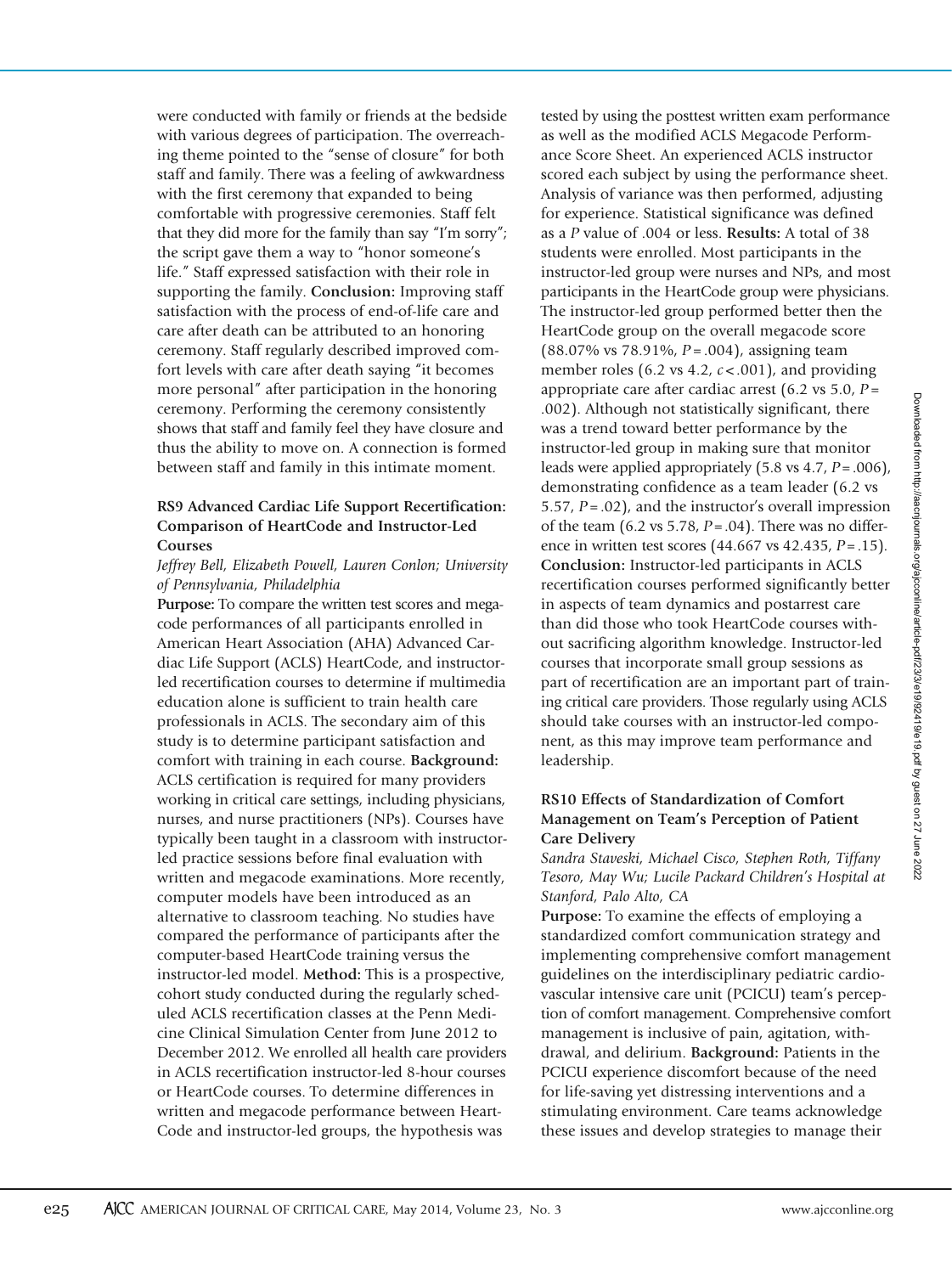were conducted with family or friends at the bedside with various degrees of participation. The overreaching theme pointed to the "sense of closure" for both staff and family. There was a feeling of awkwardness with the first ceremony that expanded to being comfortable with progressive ceremonies. Staff felt that they did more for the family than say "I'm sorry"; the script gave them a way to "honor someone's life." Staff expressed satisfaction with their role in supporting the family. **Conclusion:** Improving staff satisfaction with the process of end-of-life care and care after death can be attributed to an honoring ceremony. Staff regularly described improved comfort levels with care after death saying "it becomes more personal" after participation in the honoring ceremony. Performing the ceremony consistently shows that staff and family feel they have closure and thus the ability to move on. A connection is formed between staff and family in this intimate moment.

### RS9 Advanced Cardiac Life Support Recertification: Comparison of HeartCode and Instructor-Led Courses

*Jeffrey Bell, Elizabeth Powell, Lauren Conlon; University of Pennsylvania, Philadelphia*

**Purpose:** To compare the written test scores and megacode performances of all participants enrolled in American Heart Association (AHA) Advanced Cardiac Life Support (ACLS) HeartCode, and instructor-led recertification courses to determine if multimedia education alone is sufficient to train health care professionals in ACLS. The secondary aim of this study is to determine participant satisfaction and comfort with training in each course. **Background:** ACLS certification is required for many providers working in critical care settings, including physicians, nurses, and nurse practitioners (NPs). Courses have typically been taught in a classroom with instructor-led practice sessions before final evaluation with written and megacode examinations. More recently, computer models have been introduced as an alternative to classroom teaching. No studies have compared the performance of participants after the computer-based HeartCode training versus the instructor-led model. **Method:** This is a prospective, cohort study conducted during the regularly scheduled ACLS recertification classes at the Penn Medicine Clinical Simulation Center from June 2012 to December 2012. We enrolled all health care providers in ACLS recertification instructor-led 8-hour courses or HeartCode courses. To determine differences in written and megacode performance between HeartCode and instructor-led groups, the hypothesis was tested by using the posttest written exam performance as well as the modified ACLS Megacode Performance Score Sheet. An experienced ACLS instructor scored each subject by using the performance sheet. Analysis of variance was then performed, adjusting for experience. Statistical significance was defined as a *P* value of .004 or less. **Results:** A total of 38 students were enrolled. Most participants in the instructor-led group were nurses and NPs, and most participants in the HeartCode group were physicians. The instructor-led group performed better then the HeartCode group on the overall megacode score (88.07% vs 78.91%, *P* = .004), assigning team member roles (6.2 vs 4.2, *c* < .001), and providing appropriate care after cardiac arrest (6.2 vs 5.0, *P* = .002). Although not statistically significant, there was a trend toward better performance by the instructor-led group in making sure that monitor leads were applied appropriately (5.8 vs 4.7, *P* = .006), demonstrating confidence as a team leader (6.2 vs 5.57, *P* = .02), and the instructor's overall impression of the team (6.2 vs 5.78, *P* = .04). There was no difference in written test scores (44.667 vs 42.435, *P* = .15). **Conclusion:** Instructor-led participants in ACLS recertification courses performed significantly better in aspects of team dynamics and postarrest care than did those who took HeartCode courses without sacrificing algorithm knowledge. Instructor-led courses that incorporate small group sessions as part of recertification are an important part of training critical care providers. Those regularly using ACLS should take courses with an instructor-led component, as this may improve team performance and leadership.

### RS10 Effects of Standardization of Comfort Management on Team's Perception of Patient Care Delivery

*Sandra Staveski, Michael Cisco, Stephen Roth, Tiffany Tesoro, May Wu; Lucile Packard Children's Hospital at Stanford, Palo Alto, CA*

**Purpose:** To examine the effects of employing a standardized comfort communication strategy and implementing comprehensive comfort management guidelines on the interdisciplinary pediatric cardiovascular intensive care unit (PCICU) team's perception of comfort management. Comprehensive comfort management is inclusive of pain, agitation, withdrawal, and delirium. **Background:** Patients in the PCICU experience discomfort because of the need for life-saving yet distressing interventions and a stimulating environment. Care teams acknowledge these issues and develop strategies to manage their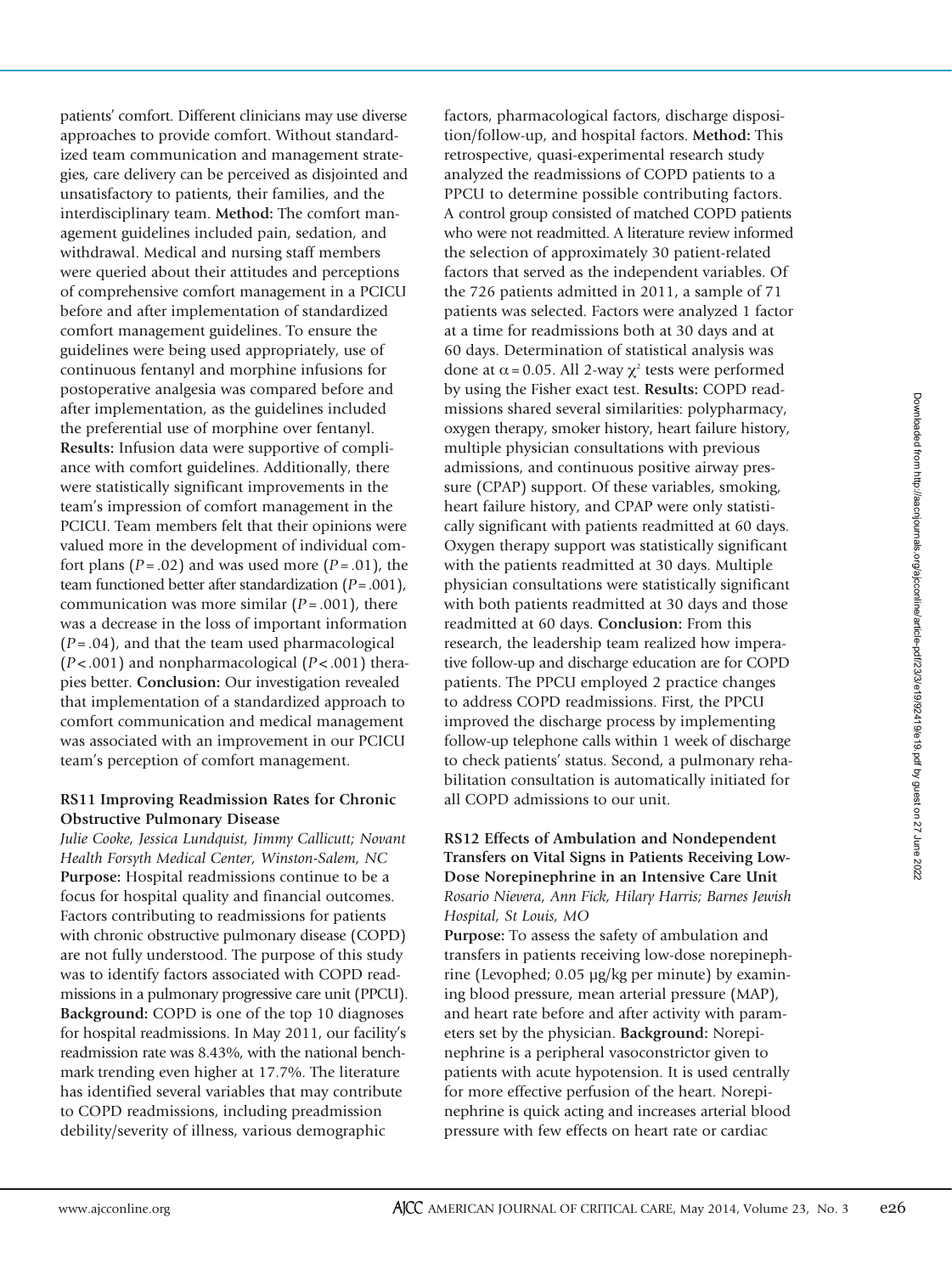patients' comfort. Different clinicians may use diverse approaches to provide comfort. Without standardized team communication and management strategies, care delivery can be perceived as disjointed and unsatisfactory to patients, their families, and the interdisciplinary team. **Method:** The comfort management guidelines included pain, sedation, and withdrawal. Medical and nursing staff members were queried about their attitudes and perceptions of comprehensive comfort management in a PCICU before and after implementation of standardized comfort management guidelines. To ensure the guidelines were being used appropriately, use of continuous fentanyl and morphine infusions for postoperative analgesia was compared before and after implementation, as the guidelines included the preferential use of morphine over fentanyl. **Results:** Infusion data were supportive of compliance with comfort guidelines. Additionally, there were statistically significant improvements in the team's impression of comfort management in the PCICU. Team members felt that their opinions were valued more in the development of individual comfort plans ($P = .02$) and was used more ($P = .01$), the team functioned better after standardization ($P = .001$), communication was more similar ($P = .001$), there was a decrease in the loss of important information ($P = .04$), and that the team used pharmacological ($P < .001$) and nonpharmacological ($P < .001$) therapies better. **Conclusion:** Our investigation revealed that implementation of a standardized approach to comfort communication and medical management was associated with an improvement in our PCICU team's perception of comfort management.

### RS11 Improving Readmission Rates for Chronic Obstructive Pulmonary Disease

*Julie Cooke, Jessica Lundquist, Jimmy Callicutt; Novant Health Forsyth Medical Center, Winston-Salem, NC*

**Purpose:** Hospital readmissions continue to be a focus for hospital quality and financial outcomes. Factors contributing to readmissions for patients with chronic obstructive pulmonary disease (COPD) are not fully understood. The purpose of this study was to identify factors associated with COPD readmissions in a pulmonary progressive care unit (PPCU). **Background:** COPD is one of the top 10 diagnoses for hospital readmissions. In May 2011, our facility's readmission rate was 8.43%, with the national benchmark trending even higher at 17.7%. The literature has identified several variables that may contribute to COPD readmissions, including preadmission debility/severity of illness, various demographic factors, pharmacological factors, discharge disposition/follow-up, and hospital factors. **Method:** This retrospective, quasi-experimental research study analyzed the readmissions of COPD patients to a PPCU to determine possible contributing factors. A control group consisted of matched COPD patients who were not readmitted. A literature review informed the selection of approximately 30 patient-related factors that served as the independent variables. Of the 726 patients admitted in 2011, a sample of 71 patients was selected. Factors were analyzed 1 factor at a time for readmissions both at 30 days and at 60 days. Determination of statistical analysis was done at $\alpha = 0.05$. All 2-way $\chi^2$ tests were performed by using the Fisher exact test. **Results:** COPD readmissions shared several similarities: polypharmacy, oxygen therapy, smoker history, heart failure history, multiple physician consultations with previous admissions, and continuous positive airway pressure (CPAP) support. Of these variables, smoking, heart failure history, and CPAP were only statistically significant with patients readmitted at 60 days. Oxygen therapy support was statistically significant with the patients readmitted at 30 days. Multiple physician consultations were statistically significant with both patients readmitted at 30 days and those readmitted at 60 days. **Conclusion:** From this research, the leadership team realized how imperative follow-up and discharge education are for COPD patients. The PPCU employed 2 practice changes to address COPD readmissions. First, the PPCU improved the discharge process by implementing follow-up telephone calls within 1 week of discharge to check patients' status. Second, a pulmonary rehabilitation consultation is automatically initiated for all COPD admissions to our unit.

### RS12 Effects of Ambulation and Nondependent Transfers on Vital Signs in Patients Receiving Low-Dose Norepinephrine in an Intensive Care Unit

*Rosario Nievera, Ann Fick, Hilary Harris; Barnes Jewish Hospital, St Louis, MO*

**Purpose:** To assess the safety of ambulation and transfers in patients receiving low-dose norepinephrine (Levophed; 0.05 µg/kg per minute) by examining blood pressure, mean arterial pressure (MAP), and heart rate before and after activity with parameters set by the physician. **Background:** Norepinephrine is a peripheral vasoconstrictor given to patients with acute hypotension. It is used centrally for more effective perfusion of the heart. Norepinephrine is quick acting and increases arterial blood pressure with few effects on heart rate or cardiac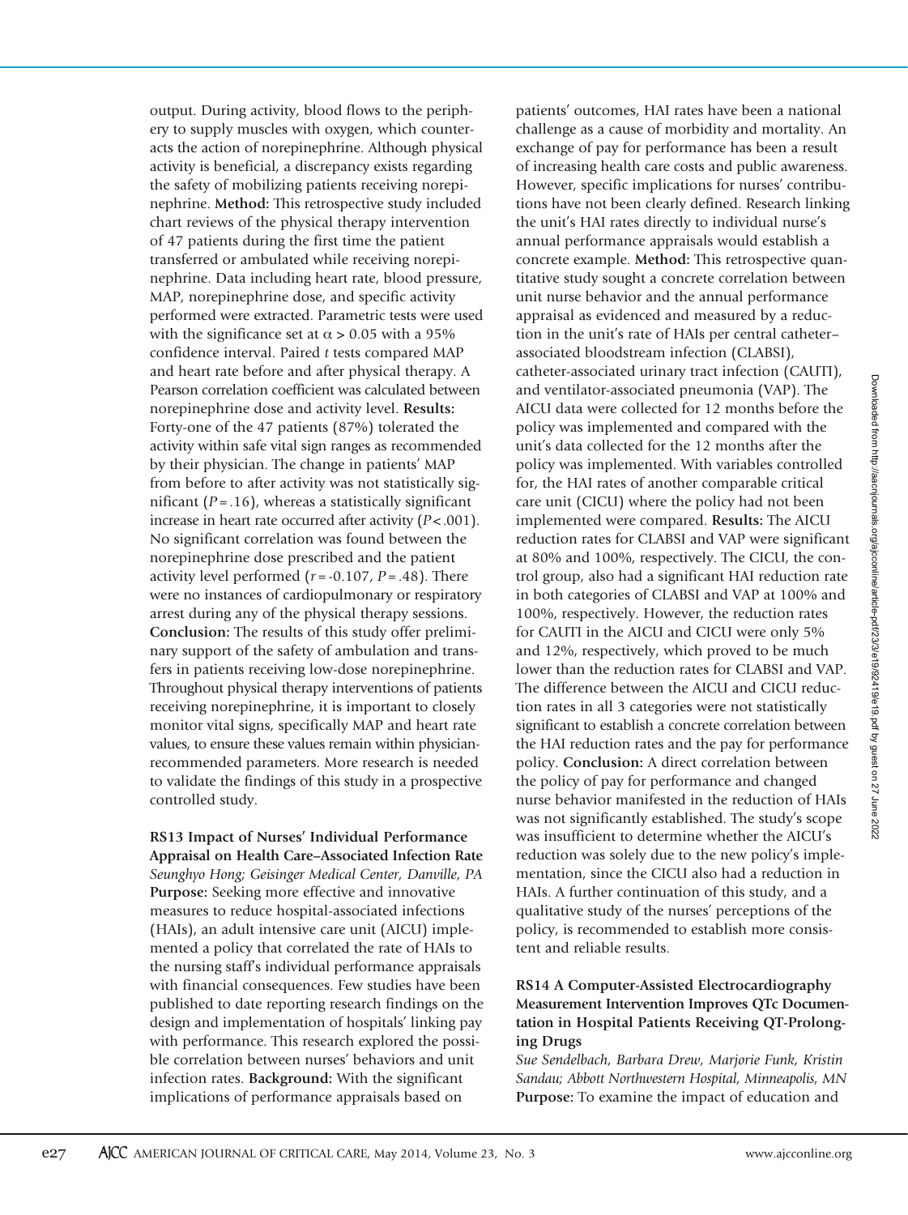output. During activity, blood flows to the periphery to supply muscles with oxygen, which counteracts the action of norepinephrine. Although physical activity is beneficial, a discrepancy exists regarding the safety of mobilizing patients receiving norepinephrine. **Method:** This retrospective study included chart reviews of the physical therapy intervention of 47 patients during the first time the patient transferred or ambulated while receiving norepinephrine. Data including heart rate, blood pressure, MAP, norepinephrine dose, and specific activity performed were extracted. Parametric tests were used with the significance set at $\alpha > 0.05$ with a 95% confidence interval. Paired *t* tests compared MAP and heart rate before and after physical therapy. A Pearson correlation coefficient was calculated between norepinephrine dose and activity level. **Results:** Forty-one of the 47 patients (87%) tolerated the activity within safe vital sign ranges as recommended by their physician. The change in patients' MAP from before to after activity was not statistically significant ($P = .16$), whereas a statistically significant increase in heart rate occurred after activity ($P < .001$). No significant correlation was found between the norepinephrine dose prescribed and the patient activity level performed ($r = -0.107$, $P = .48$). There were no instances of cardiopulmonary or respiratory arrest during any of the physical therapy sessions. **Conclusion:** The results of this study offer preliminary support of the safety of ambulation and transfers in patients receiving low-dose norepinephrine. Throughout physical therapy interventions of patients receiving norepinephrine, it is important to closely monitor vital signs, specifically MAP and heart rate values, to ensure these values remain within physician-recommended parameters. More research is needed to validate the findings of this study in a prospective controlled study.

### RS13 Impact of Nurses' Individual Performance Appraisal on Health Care–Associated Infection Rate

*Seunghyo Hong; Geisinger Medical Center, Danville, PA*

**Purpose:** Seeking more effective and innovative measures to reduce hospital-associated infections (HAIs), an adult intensive care unit (AICU) implemented a policy that correlated the rate of HAIs to the nursing staff's individual performance appraisals with financial consequences. Few studies have been published to date reporting research findings on the design and implementation of hospitals' linking pay with performance. This research explored the possible correlation between nurses' behaviors and unit infection rates. **Background:** With the significant implications of performance appraisals based on patients' outcomes, HAI rates have been a national challenge as a cause of morbidity and mortality. An exchange of pay for performance has been a result of increasing health care costs and public awareness. However, specific implications for nurses' contributions have not been clearly defined. Research linking the unit's HAI rates directly to individual nurse's annual performance appraisals would establish a concrete example. **Method:** This retrospective quantitative study sought a concrete correlation between unit nurse behavior and the annual performance appraisal as evidenced and measured by a reduction in the unit's rate of HAIs per central catheter–associated bloodstream infection (CLABSI), catheter-associated urinary tract infection (CAUTI), and ventilator-associated pneumonia (VAP). The AICU data were collected for 12 months before the policy was implemented and compared with the unit's data collected for the 12 months after the policy was implemented. With variables controlled for, the HAI rates of another comparable critical care unit (CICU) where the policy had not been implemented were compared. **Results:** The AICU reduction rates for CLABSI and VAP were significant at 80% and 100%, respectively. The CICU, the control group, also had a significant HAI reduction rate in both categories of CLABSI and VAP at 100% and 100%, respectively. However, the reduction rates for CAUTI in the AICU and CICU were only 5% and 12%, respectively, which proved to be much lower than the reduction rates for CLABSI and VAP. The difference between the AICU and CICU reduction rates in all 3 categories were not statistically significant to establish a concrete correlation between the HAI reduction rates and the pay for performance policy. **Conclusion:** A direct correlation between the policy of pay for performance and changed nurse behavior manifested in the reduction of HAIs was not significantly established. The study's scope was insufficient to determine whether the AICU's reduction was solely due to the new policy's implementation, since the CICU also had a reduction in HAIs. A further continuation of this study, and a qualitative study of the nurses' perceptions of the policy, is recommended to establish more consistent and reliable results.

### RS14 A Computer-Assisted Electrocardiography Measurement Intervention Improves QTc Documentation in Hospital Patients Receiving QT-Prolonging Drugs

*Sue Sendelbach, Barbara Drew, Marjorie Funk, Kristin Sandau; Abbott Northwestern Hospital, Minneapolis, MN*

**Purpose:** To examine the impact of education and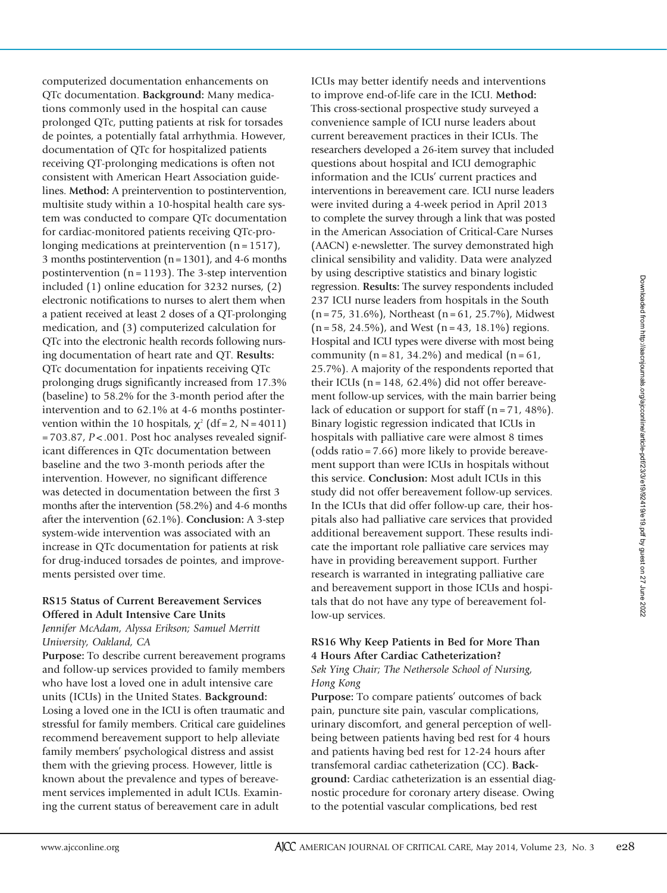computerized documentation enhancements on QTc documentation. **Background:** Many medications commonly used in the hospital can cause prolonged QTc, putting patients at risk for torsades de pointes, a potentially fatal arrhythmia. However, documentation of QTc for hospitalized patients receiving QT-prolonging medications is often not consistent with American Heart Association guidelines. **Method:** A preintervention to postintervention, multisite study within a 10-hospital health care system was conducted to compare QTc documentation for cardiac-monitored patients receiving QTc-prolonging medications at preintervention (n = 1517), 3 months postintervention (n = 1301), and 4-6 months postintervention (n = 1193). The 3-step intervention included (1) online education for 3232 nurses, (2) electronic notifications to nurses to alert them when a patient received at least 2 doses of a QT-prolonging medication, and (3) computerized calculation for QTc into the electronic health records following nursing documentation of heart rate and QT. **Results:** QTc documentation for inpatients receiving QTc prolonging drugs significantly increased from 17.3% (baseline) to 58.2% for the 3-month period after the intervention and to 62.1% at 4-6 months postintervention within the 10 hospitals, $\chi^2$ (df = 2, N = 4011) = 703.87, $P < .001$. Post hoc analyses revealed significant differences in QTc documentation between baseline and the two 3-month periods after the intervention. However, no significant difference was detected in documentation between the first 3 months after the intervention (58.2%) and 4-6 months after the intervention (62.1%). **Conclusion:** A 3-step system-wide intervention was associated with an increase in QTc documentation for patients at risk for drug-induced torsades de pointes, and improvements persisted over time.

### RS15 Status of Current Bereavement Services Offered in Adult Intensive Care Units

*Jennifer McAdam, Alyssa Erikson; Samuel Merritt University, Oakland, CA*

**Purpose:** To describe current bereavement programs and follow-up services provided to family members who have lost a loved one in adult intensive care units (ICUs) in the United States. **Background:** Losing a loved one in the ICU is often traumatic and stressful for family members. Critical care guidelines recommend bereavement support to help alleviate family members' psychological distress and assist them with the grieving process. However, little is known about the prevalence and types of bereavement services implemented in adult ICUs. Examining the current status of bereavement care in adult ICUs may better identify needs and interventions to improve end-of-life care in the ICU. **Method:** This cross-sectional prospective study surveyed a convenience sample of ICU nurse leaders about current bereavement practices in their ICUs. The researchers developed a 26-item survey that included questions about hospital and ICU demographic information and the ICUs' current practices and interventions in bereavement care. ICU nurse leaders were invited during a 4-week period in April 2013 to complete the survey through a link that was posted in the American Association of Critical-Care Nurses (AACN) e-newsletter. The survey demonstrated high clinical sensibility and validity. Data were analyzed by using descriptive statistics and binary logistic regression. **Results:** The survey respondents included 237 ICU nurse leaders from hospitals in the South (n = 75, 31.6%), Northeast (n = 61, 25.7%), Midwest (n = 58, 24.5%), and West (n = 43, 18.1%) regions. Hospital and ICU types were diverse with most being community (n = 81, 34.2%) and medical (n = 61, 25.7%). A majority of the respondents reported that their ICUs (n = 148, 62.4%) did not offer bereavement follow-up services, with the main barrier being lack of education or support for staff (n = 71, 48%). Binary logistic regression indicated that ICUs in hospitals with palliative care were almost 8 times (odds ratio = 7.66) more likely to provide bereavement support than were ICUs in hospitals without this service. **Conclusion:** Most adult ICUs in this study did not offer bereavement follow-up services. In the ICUs that did offer follow-up care, their hospitals also had palliative care services that provided additional bereavement support. These results indicate the important role palliative care services may have in providing bereavement support. Further research is warranted in integrating palliative care and bereavement support in those ICUs and hospitals that do not have any type of bereavement follow-up services.

### RS16 Why Keep Patients in Bed for More Than 4 Hours After Cardiac Catheterization?

*Sek Ying Chair; The Nethersole School of Nursing, Hong Kong*

**Purpose:** To compare patients' outcomes of back pain, puncture site pain, vascular complications, urinary discomfort, and general perception of well-being between patients having bed rest for 4 hours and patients having bed rest for 12-24 hours after transfemoral cardiac catheterization (CC). **Background:** Cardiac catheterization is an essential diagnostic procedure for coronary artery disease. Owing to the potential vascular complications, bed rest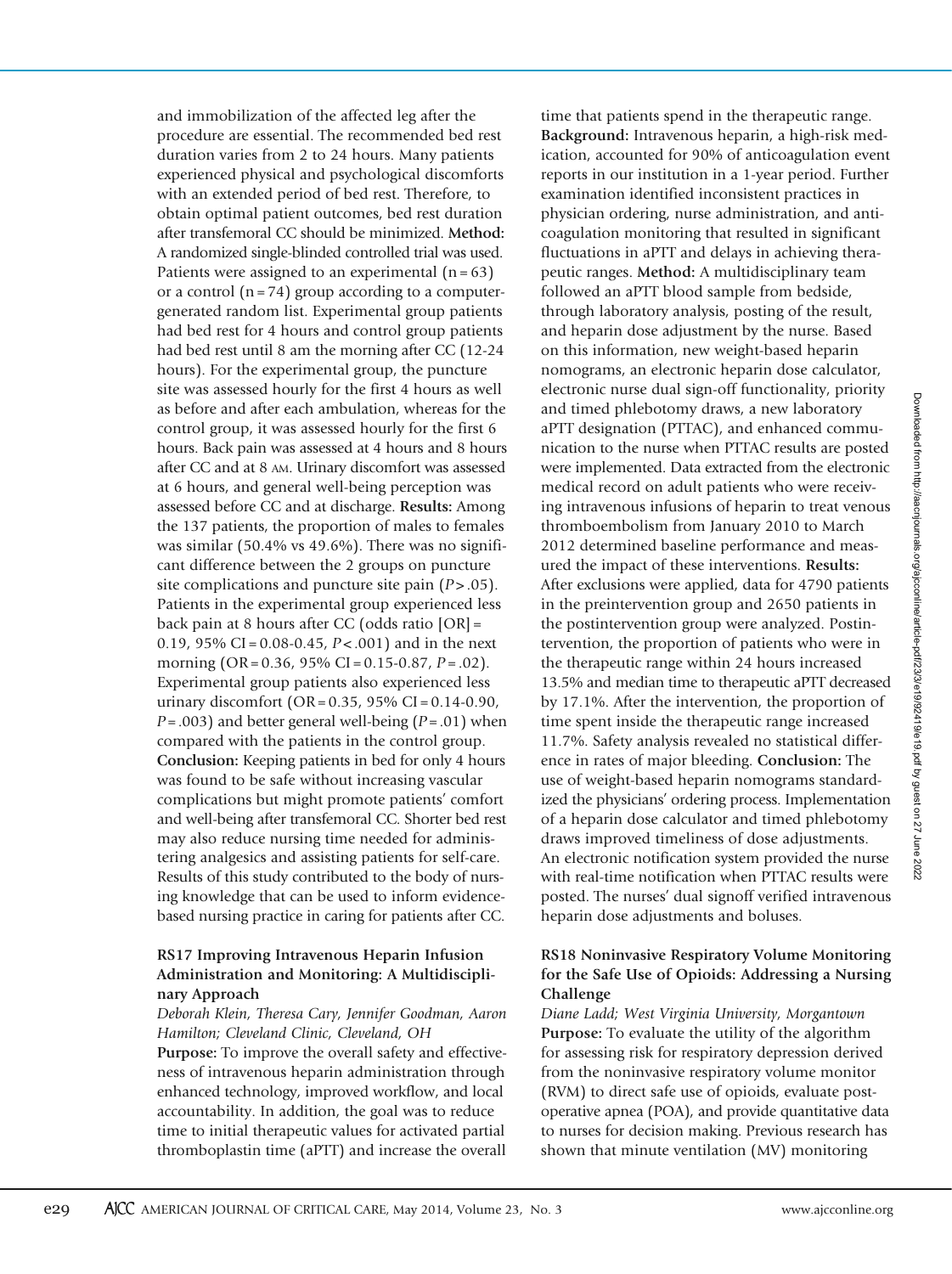and immobilization of the affected leg after the procedure are essential. The recommended bed rest duration varies from 2 to 24 hours. Many patients experienced physical and psychological discomforts with an extended period of bed rest. Therefore, to obtain optimal patient outcomes, bed rest duration after transfemoral CC should be minimized. **Method:** A randomized single-blinded controlled trial was used. Patients were assigned to an experimental (n = 63) or a control (n = 74) group according to a computer-generated random list. Experimental group patients had bed rest for 4 hours and control group patients had bed rest until 8 am the morning after CC (12-24 hours). For the experimental group, the puncture site was assessed hourly for the first 4 hours as well as before and after each ambulation, whereas for the control group, it was assessed hourly for the first 6 hours. Back pain was assessed at 4 hours and 8 hours after CC and at 8 AM. Urinary discomfort was assessed at 6 hours, and general well-being perception was assessed before CC and at discharge. **Results:** Among the 137 patients, the proportion of males to females was similar (50.4% vs 49.6%). There was no significant difference between the 2 groups on puncture site complications and puncture site pain ($P > .05$). Patients in the experimental group experienced less back pain at 8 hours after CC (odds ratio [OR] = 0.19, 95% CI = 0.08-0.45, $P < .001$) and in the next morning (OR = 0.36, 95% CI = 0.15-0.87, $P = .02$). Experimental group patients also experienced less urinary discomfort (OR = 0.35, 95% CI = 0.14-0.90, $P = .003$) and better general well-being ($P = .01$) when compared with the patients in the control group. **Conclusion:** Keeping patients in bed for only 4 hours was found to be safe without increasing vascular complications but might promote patients' comfort and well-being after transfemoral CC. Shorter bed rest may also reduce nursing time needed for administering analgesics and assisting patients for self-care. Results of this study contributed to the body of nursing knowledge that can be used to inform evidence-based nursing practice in caring for patients after CC.

### RS17 Improving Intravenous Heparin Infusion Administration and Monitoring: A Multidisciplinary Approach

*Deborah Klein, Theresa Cary, Jennifer Goodman, Aaron Hamilton; Cleveland Clinic, Cleveland, OH*

**Purpose:** To improve the overall safety and effectiveness of intravenous heparin administration through enhanced technology, improved workflow, and local accountability. In addition, the goal was to reduce time to initial therapeutic values for activated partial thromboplastin time (aPTT) and increase the overall time that patients spend in the therapeutic range. **Background:** Intravenous heparin, a high-risk medication, accounted for 90% of anticoagulation event reports in our institution in a 1-year period. Further examination identified inconsistent practices in physician ordering, nurse administration, and anticoagulation monitoring that resulted in significant fluctuations in aPTT and delays in achieving therapeutic ranges. **Method:** A multidisciplinary team followed an aPTT blood sample from bedside, through laboratory analysis, posting of the result, and heparin dose adjustment by the nurse. Based on this information, new weight-based heparin nomograms, an electronic heparin dose calculator, electronic nurse dual sign-off functionality, priority and timed phlebotomy draws, a new laboratory aPTT designation (PTTAC), and enhanced communication to the nurse when PTTAC results are posted were implemented. Data extracted from the electronic medical record on adult patients who were receiving intravenous infusions of heparin to treat venous thromboembolism from January 2010 to March 2012 determined baseline performance and measured the impact of these interventions. **Results:** After exclusions were applied, data for 4790 patients in the preintervention group and 2650 patients in the postintervention group were analyzed. Postintervention, the proportion of patients who were in the therapeutic range within 24 hours increased 13.5% and median time to therapeutic aPTT decreased by 17.1%. After the intervention, the proportion of time spent inside the therapeutic range increased 11.7%. Safety analysis revealed no statistical difference in rates of major bleeding. **Conclusion:** The use of weight-based heparin nomograms standardized the physicians' ordering process. Implementation of a heparin dose calculator and timed phlebotomy draws improved timeliness of dose adjustments. An electronic notification system provided the nurse with real-time notification when PTTAC results were posted. The nurses' dual signoff verified intravenous heparin dose adjustments and boluses.

### RS18 Noninvasive Respiratory Volume Monitoring for the Safe Use of Opioids: Addressing a Nursing Challenge

*Diane Ladd; West Virginia University, Morgantown*

**Purpose:** To evaluate the utility of the algorithm for assessing risk for respiratory depression derived from the noninvasive respiratory volume monitor (RVM) to direct safe use of opioids, evaluate postoperative apnea (POA), and provide quantitative data to nurses for decision making. Previous research has shown that minute ventilation (MV) monitoring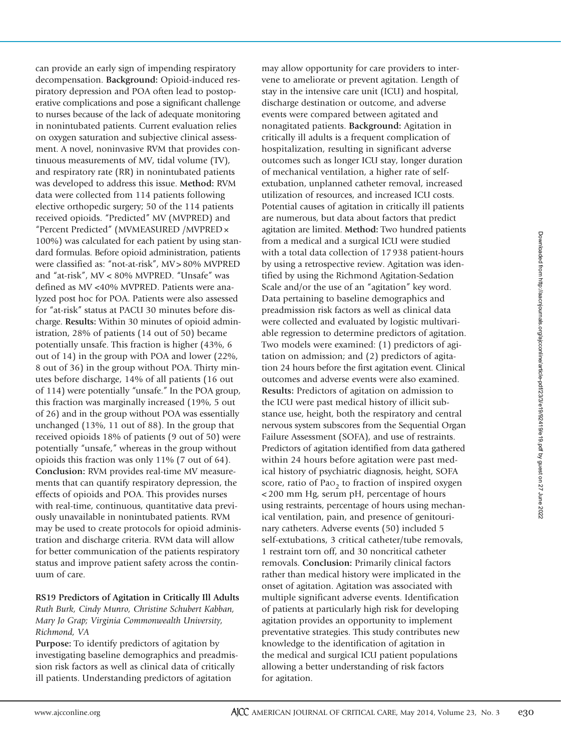can provide an early sign of impending respiratory decompensation. **Background:** Opioid-induced respiratory depression and POA often lead to postoperative complications and pose a significant challenge to nurses because of the lack of adequate monitoring in nonintubated patients. Current evaluation relies on oxygen saturation and subjective clinical assessment. A novel, noninvasive RVM that provides continuous measurements of MV, tidal volume (TV), and respiratory rate (RR) in nonintubated patients was developed to address this issue. **Method:** RVM data were collected from 114 patients following elective orthopedic surgery; 50 of the 114 patients received opioids. "Predicted" MV (MVPRED) and "Percent Predicted" (MVMEASURED /MVPRED × 100%) was calculated for each patient by using standard formulas. Before opioid administration, patients were classified as: "not-at-risk", MV > 80% MVPRED and "at-risk", MV < 80% MVPRED. "Unsafe" was defined as MV <40% MVPRED. Patients were analyzed post hoc for POA. Patients were also assessed for "at-risk" status at PACU 30 minutes before discharge. **Results:** Within 30 minutes of opioid administration, 28% of patients (14 out of 50) became potentially unsafe. This fraction is higher (43%, 6 out of 14) in the group with POA and lower (22%, 8 out of 36) in the group without POA. Thirty minutes before discharge, 14% of all patients (16 out of 114) were potentially "unsafe." In the POA group, this fraction was marginally increased (19%, 5 out of 26) and in the group without POA was essentially unchanged (13%, 11 out of 88). In the group that received opioids 18% of patients (9 out of 50) were potentially "unsafe," whereas in the group without opioids this fraction was only 11% (7 out of 64). **Conclusion:** RVM provides real-time MV measurements that can quantify respiratory depression, the effects of opioids and POA. This provides nurses with real-time, continuous, quantitative data previously unavailable in nonintubated patients. RVM may be used to create protocols for opioid administration and discharge criteria. RVM data will allow for better communication of the patients respiratory status and improve patient safety across the continuum of care.

**RS19 Predictors of Agitation in Critically Ill Adults**
*Ruth Burk, Cindy Munro, Christine Schubert Kabban, Mary Jo Grap; Virginia Commonwealth University, Richmond, VA*

**Purpose:** To identify predictors of agitation by investigating baseline demographics and preadmission risk factors as well as clinical data of critically ill patients. Understanding predictors of agitation may allow opportunity for care providers to intervene to ameliorate or prevent agitation. Length of stay in the intensive care unit (ICU) and hospital, discharge destination or outcome, and adverse events were compared between agitated and nonagitated patients. **Background:** Agitation in critically ill adults is a frequent complication of hospitalization, resulting in significant adverse outcomes such as longer ICU stay, longer duration of mechanical ventilation, a higher rate of self-extubation, unplanned catheter removal, increased utilization of resources, and increased ICU costs. Potential causes of agitation in critically ill patients are numerous, but data about factors that predict agitation are limited. **Method:** Two hundred patients from a medical and a surgical ICU were studied with a total data collection of 17 938 patient-hours by using a retrospective review. Agitation was identified by using the Richmond Agitation-Sedation Scale and/or the use of an "agitation" key word. Data pertaining to baseline demographics and preadmission risk factors as well as clinical data were collected and evaluated by logistic multivariable regression to determine predictors of agitation. Two models were examined: (1) predictors of agitation on admission; and (2) predictors of agitation 24 hours before the first agitation event. Clinical outcomes and adverse events were also examined. **Results:** Predictors of agitation on admission to the ICU were past medical history of illicit substance use, height, both the respiratory and central nervous system subscores from the Sequential Organ Failure Assessment (SOFA), and use of restraints. Predictors of agitation identified from data gathered within 24 hours before agitation were past medical history of psychiatric diagnosis, height, SOFA score, ratio of $Pa_{O_2}$ to fraction of inspired oxygen < 200 mm Hg, serum pH, percentage of hours using restraints, percentage of hours using mechanical ventilation, pain, and presence of genitourinary catheters. Adverse events (50) included 5 self-extubations, 3 critical catheter/tube removals, 1 restraint torn off, and 30 noncritical catheter removals. **Conclusion:** Primarily clinical factors rather than medical history were implicated in the onset of agitation. Agitation was associated with multiple significant adverse events. Identification of patients at particularly high risk for developing agitation provides an opportunity to implement preventative strategies. This study contributes new knowledge to the identification of agitation in the medical and surgical ICU patient populations allowing a better understanding of risk factors for agitation.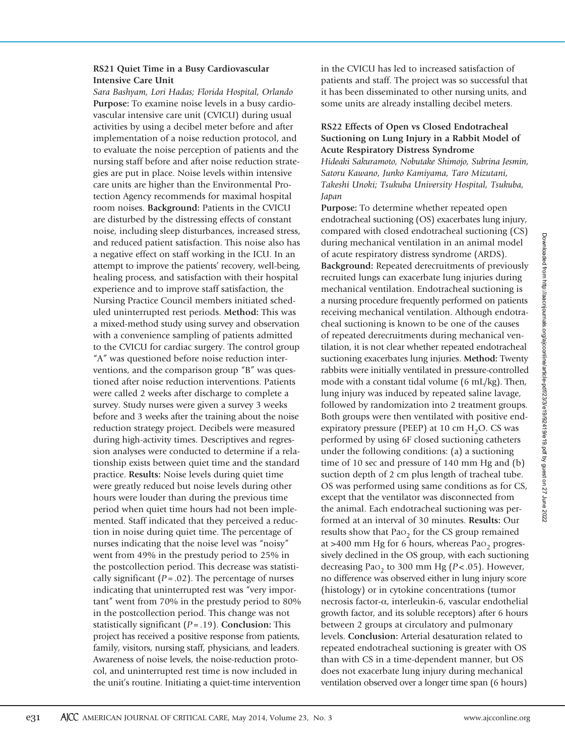### RS21 Quiet Time in a Busy Cardiovascular Intensive Care Unit

*Sara Bashyam, Lori Hadas; Florida Hospital, Orlando*

**Purpose:** To examine noise levels in a busy cardiovascular intensive care unit (CVICU) during usual activities by using a decibel meter before and after implementation of a noise reduction protocol, and to evaluate the noise perception of patients and the nursing staff before and after noise reduction strategies are put in place. Noise levels within intensive care units are higher than the Environmental Protection Agency recommends for maximal hospital room noises. **Background:** Patients in the CVICU are disturbed by the distressing effects of constant noise, including sleep disturbances, increased stress, and reduced patient satisfaction. This noise also has a negative effect on staff working in the ICU. In an attempt to improve the patients' recovery, well-being, healing process, and satisfaction with their hospital experience and to improve staff satisfaction, the Nursing Practice Council members initiated scheduled uninterrupted rest periods. **Method:** This was a mixed-method study using survey and observation with a convenience sampling of patients admitted to the CVICU for cardiac surgery. The control group "A" was questioned before noise reduction interventions, and the comparison group "B" was questioned after noise reduction interventions. Patients were called 2 weeks after discharge to complete a survey. Study nurses were given a survey 3 weeks before and 3 weeks after the training about the noise reduction strategy project. Decibels were measured during high-activity times. Descriptives and regression analyses were conducted to determine if a relationship exists between quiet time and the standard practice. **Results:** Noise levels during quiet time were greatly reduced but noise levels during other hours were louder than during the previous time period when quiet time hours had not been implemented. Staff indicated that they perceived a reduction in noise during quiet time. The percentage of nurses indicating that the noise level was "noisy" went from 49% in the prestudy period to 25% in the postcollection period. This decrease was statistically significant ($P = .02$). The percentage of nurses indicating that uninterrupted rest was "very important" went from 70% in the prestudy period to 80% in the postcollection period. This change was not statistically significant ($P = .19$). **Conclusion:** This project has received a positive response from patients, family, visitors, nursing staff, physicians, and leaders. Awareness of noise levels, the noise-reduction protocol, and uninterrupted rest time is now included in the unit's routine. Initiating a quiet-time intervention in the CVICU has led to increased satisfaction of patients and staff. The project was so successful that it has been disseminated to other nursing units, and some units are already installing decibel meters.

### RS22 Effects of Open vs Closed Endotracheal Suctioning on Lung Injury in a Rabbit Model of Acute Respiratory Distress Syndrome

*Hideaki Sakuramoto, Nobutake Shimojo, Subrina Jesmin, Satoru Kawano, Junko Kamiyama, Taro Mizutani, Takeshi Unoki; Tsukuba University Hospital, Tsukuba, Japan*

**Purpose:** To determine whether repeated open endotracheal suctioning (OS) exacerbates lung injury, compared with closed endotracheal suctioning (CS) during mechanical ventilation in an animal model of acute respiratory distress syndrome (ARDS). **Background:** Repeated derecruitments of previously recruited lungs can exacerbate lung injuries during mechanical ventilation. Endotracheal suctioning is a nursing procedure frequently performed on patients receiving mechanical ventilation. Although endotracheal suctioning is known to be one of the causes of repeated derecruitments during mechanical ventilation, it is not clear whether repeated endotracheal suctioning exacerbates lung injuries. **Method:** Twenty rabbits were initially ventilated in pressure-controlled mode with a constant tidal volume (6 mL/kg). Then, lung injury was induced by repeated saline lavage, followed by randomization into 2 treatment groups. Both groups were then ventilated with positive end-expiratory pressure (PEEP) at 10 cm $H_2O$. CS was performed by using 6F closed suctioning catheters under the following conditions: (a) a suctioning time of 10 sec and pressure of 140 mm Hg and (b) suction depth of 2 cm plus length of tracheal tube. OS was performed using same conditions as for CS, except that the ventilator was disconnected from the animal. Each endotracheal suctioning was performed at an interval of 30 minutes. **Results:** Our results show that $Pa_{O_2}$ for the CS group remained at >400 mm Hg for 6 hours, whereas $Pa_{O_2}$ progressively declined in the OS group, with each suctioning decreasing $Pa_{O_2}$ to 300 mm Hg ($P < .05$). However, no difference was observed either in lung injury score (histology) or in cytokine concentrations (tumor necrosis factor-α, interleukin-6, vascular endothelial growth factor, and its soluble receptors) after 6 hours between 2 groups at circulatory and pulmonary levels. **Conclusion:** Arterial desaturation related to repeated endotracheal suctioning is greater with OS than with CS in a time-dependent manner, but OS does not exacerbate lung injury during mechanical ventilation observed over a longer time span (6 hours)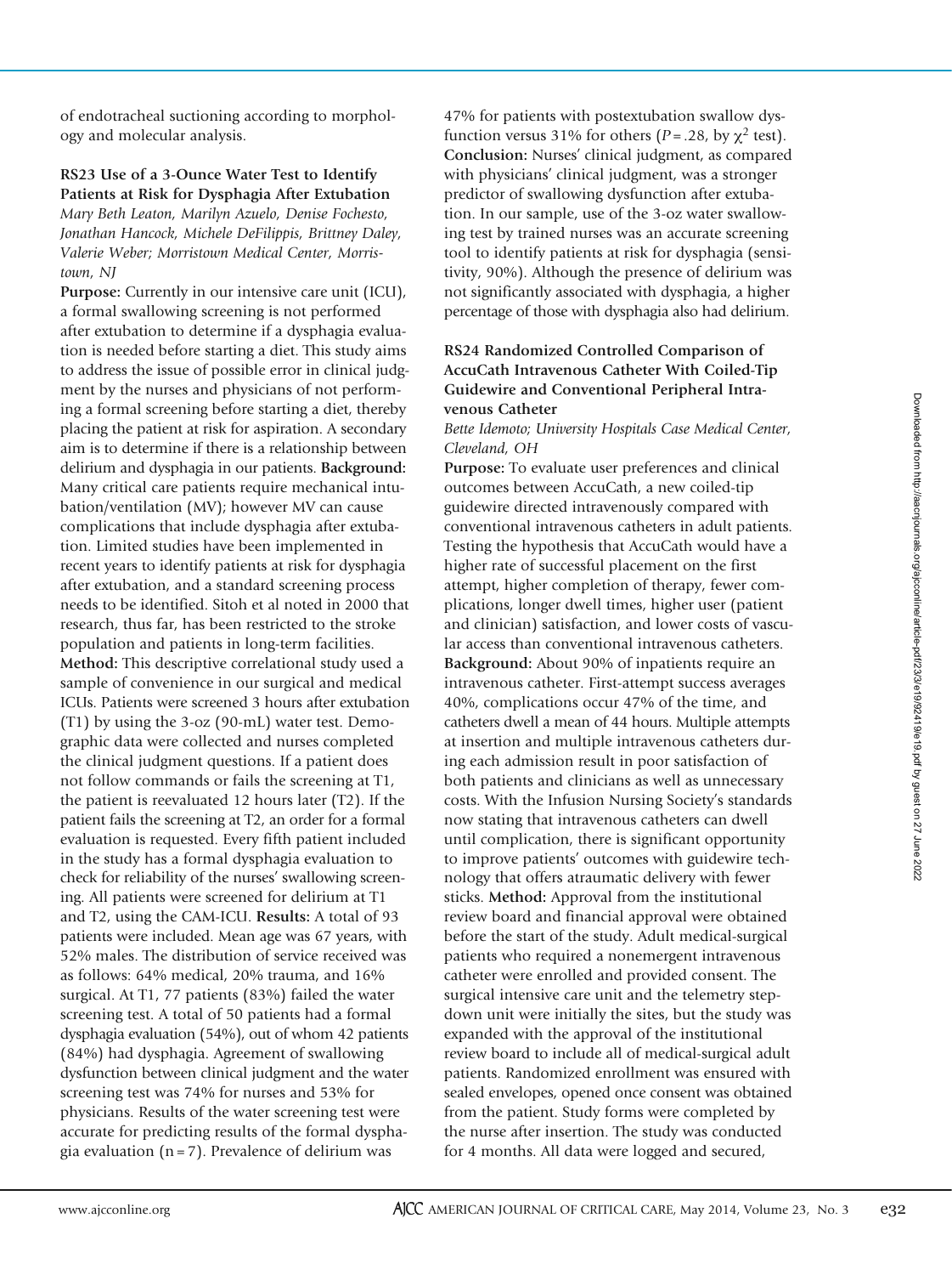of endotracheal suctioning according to morphology and molecular analysis.

### RS23 Use of a 3-Ounce Water Test to Identify Patients at Risk for Dysphagia After Extubation

*Mary Beth Leaton, Marilyn Azuelo, Denise Fochesto, Jonathan Hancock, Michele DeFilippis, Brittney Daley, Valerie Weber; Morristown Medical Center, Morristown, NJ*

**Purpose:** Currently in our intensive care unit (ICU), a formal swallowing screening is not performed after extubation to determine if a dysphagia evaluation is needed before starting a diet. This study aims to address the issue of possible error in clinical judgment by the nurses and physicians of not performing a formal screening before starting a diet, thereby placing the patient at risk for aspiration. A secondary aim is to determine if there is a relationship between delirium and dysphagia in our patients. **Background:** Many critical care patients require mechanical intubation/ventilation (MV); however MV can cause complications that include dysphagia after extubation. Limited studies have been implemented in recent years to identify patients at risk for dysphagia after extubation, and a standard screening process needs to be identified. Sitoh et al noted in 2000 that research, thus far, has been restricted to the stroke population and patients in long-term facilities. **Method:** This descriptive correlational study used a sample of convenience in our surgical and medical ICUs. Patients were screened 3 hours after extubation (T1) by using the 3-oz (90-mL) water test. Demographic data were collected and nurses completed the clinical judgment questions. If a patient does not follow commands or fails the screening at T1, the patient is reevaluated 12 hours later (T2). If the patient fails the screening at T2, an order for a formal evaluation is requested. Every fifth patient included in the study has a formal dysphagia evaluation to check for reliability of the nurses' swallowing screening. All patients were screened for delirium at T1 and T2, using the CAM-ICU. **Results:** A total of 93 patients were included. Mean age was 67 years, with 52% males. The distribution of service received was as follows: 64% medical, 20% trauma, and 16% surgical. At T1, 77 patients (83%) failed the water screening test. A total of 50 patients had a formal dysphagia evaluation (54%), out of whom 42 patients (84%) had dysphagia. Agreement of swallowing dysfunction between clinical judgment and the water screening test was 74% for nurses and 53% for physicians. Results of the water screening test were accurate for predicting results of the formal dysphagia evaluation ($n = 7$). Prevalence of delirium was 47% for patients with postextubation swallow dysfunction versus 31% for others ($P = .28$, by $\chi^2$ test). **Conclusion:** Nurses' clinical judgment, as compared with physicians' clinical judgment, was a stronger predictor of swallowing dysfunction after extubation. In our sample, use of the 3-oz water swallowing test by trained nurses was an accurate screening tool to identify patients at risk for dysphagia (sensitivity, 90%). Although the presence of delirium was not significantly associated with dysphagia, a higher percentage of those with dysphagia also had delirium.

### RS24 Randomized Controlled Comparison of AccuCath Intravenous Catheter With Coiled-Tip Guidewire and Conventional Peripheral Intravenous Catheter

*Bette Idemoto; University Hospitals Case Medical Center, Cleveland, OH*

**Purpose:** To evaluate user preferences and clinical outcomes between AccuCath, a new coiled-tip guidewire directed intravenously compared with conventional intravenous catheters in adult patients. Testing the hypothesis that AccuCath would have a higher rate of successful placement on the first attempt, higher completion of therapy, fewer complications, longer dwell times, higher user (patient and clinician) satisfaction, and lower costs of vascular access than conventional intravenous catheters. **Background:** About 90% of inpatients require an intravenous catheter. First-attempt success averages 40%, complications occur 47% of the time, and catheters dwell a mean of 44 hours. Multiple attempts at insertion and multiple intravenous catheters during each admission result in poor satisfaction of both patients and clinicians as well as unnecessary costs. With the Infusion Nursing Society's standards now stating that intravenous catheters can dwell until complication, there is significant opportunity to improve patients' outcomes with guidewire technology that offers atraumatic delivery with fewer sticks. **Method:** Approval from the institutional review board and financial approval were obtained before the start of the study. Adult medical-surgical patients who required a nonemergent intravenous catheter were enrolled and provided consent. The surgical intensive care unit and the telemetry step-down unit were initially the sites, but the study was expanded with the approval of the institutional review board to include all of medical-surgical adult patients. Randomized enrollment was ensured with sealed envelopes, opened once consent was obtained from the patient. Study forms were completed by the nurse after insertion. The study was conducted for 4 months. All data were logged and secured,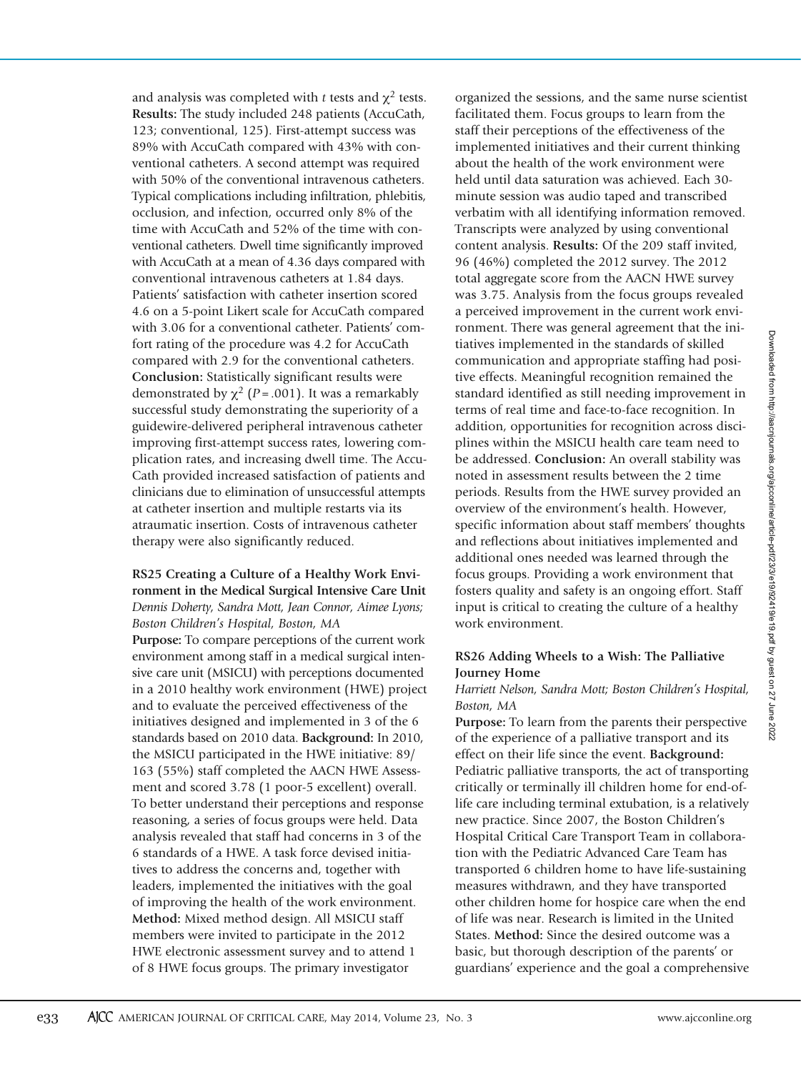and analysis was completed with *t* tests and $\chi^2$ tests. **Results:** The study included 248 patients (AccuCath, 123; conventional, 125). First-attempt success was 89% with AccuCath compared with 43% with conventional catheters. A second attempt was required with 50% of the conventional intravenous catheters. Typical complications including infiltration, phlebitis, occlusion, and infection, occurred only 8% of the time with AccuCath and 52% of the time with conventional catheters. Dwell time significantly improved with AccuCath at a mean of 4.36 days compared with conventional intravenous catheters at 1.84 days. Patients' satisfaction with catheter insertion scored 4.6 on a 5-point Likert scale for AccuCath compared with 3.06 for a conventional catheter. Patients' comfort rating of the procedure was 4.2 for AccuCath compared with 2.9 for the conventional catheters. **Conclusion:** Statistically significant results were demonstrated by $\chi^2$ ($P = .001$). It was a remarkably successful study demonstrating the superiority of a guidewire-delivered peripheral intravenous catheter improving first-attempt success rates, lowering complication rates, and increasing dwell time. The AccuCath provided increased satisfaction of patients and clinicians due to elimination of unsuccessful attempts at catheter insertion and multiple restarts via its atraumatic insertion. Costs of intravenous catheter therapy were also significantly reduced.

### RS25 Creating a Culture of a Healthy Work Environment in the Medical Surgical Intensive Care Unit

*Dennis Doherty, Sandra Mott, Jean Connor, Aimee Lyons; Boston Children's Hospital, Boston, MA*

**Purpose:** To compare perceptions of the current work environment among staff in a medical surgical intensive care unit (MSICU) with perceptions documented in a 2010 healthy work environment (HWE) project and to evaluate the perceived effectiveness of the initiatives designed and implemented in 3 of the 6 standards based on 2010 data. **Background:** In 2010, the MSICU participated in the HWE initiative: 89/163 (55%) staff completed the AACN HWE Assessment and scored 3.78 (1 poor-5 excellent) overall. To better understand their perceptions and response reasoning, a series of focus groups were held. Data analysis revealed that staff had concerns in 3 of the 6 standards of a HWE. A task force devised initiatives to address the concerns and, together with leaders, implemented the initiatives with the goal of improving the health of the work environment. **Method:** Mixed method design. All MSICU staff members were invited to participate in the 2012 HWE electronic assessment survey and to attend 1 of 8 HWE focus groups. The primary investigator organized the sessions, and the same nurse scientist facilitated them. Focus groups to learn from the staff their perceptions of the effectiveness of the implemented initiatives and their current thinking about the health of the work environment were held until data saturation was achieved. Each 30-minute session was audio taped and transcribed verbatim with all identifying information removed. Transcripts were analyzed by using conventional content analysis. **Results:** Of the 209 staff invited, 96 (46%) completed the 2012 survey. The 2012 total aggregate score from the AACN HWE survey was 3.75. Analysis from the focus groups revealed a perceived improvement in the current work environment. There was general agreement that the initiatives implemented in the standards of skilled communication and appropriate staffing had positive effects. Meaningful recognition remained the standard identified as still needing improvement in terms of real time and face-to-face recognition. In addition, opportunities for recognition across disciplines within the MSICU health care team need to be addressed. **Conclusion:** An overall stability was noted in assessment results between the 2 time periods. Results from the HWE survey provided an overview of the environment's health. However, specific information about staff members' thoughts and reflections about initiatives implemented and additional ones needed was learned through the focus groups. Providing a work environment that fosters quality and safety is an ongoing effort. Staff input is critical to creating the culture of a healthy work environment.

### RS26 Adding Wheels to a Wish: The Palliative Journey Home

*Harriett Nelson, Sandra Mott; Boston Children's Hospital, Boston, MA*

**Purpose:** To learn from the parents their perspective of the experience of a palliative transport and its effect on their life since the event. **Background:** Pediatric palliative transports, the act of transporting critically or terminally ill children home for end-of-life care including terminal extubation, is a relatively new practice. Since 2007, the Boston Children's Hospital Critical Care Transport Team in collaboration with the Pediatric Advanced Care Team has transported 6 children home to have life-sustaining measures withdrawn, and they have transported other children home for hospice care when the end of life was near. Research is limited in the United States. **Method:** Since the desired outcome was a basic, but thorough description of the parents' or guardians' experience and the goal a comprehensive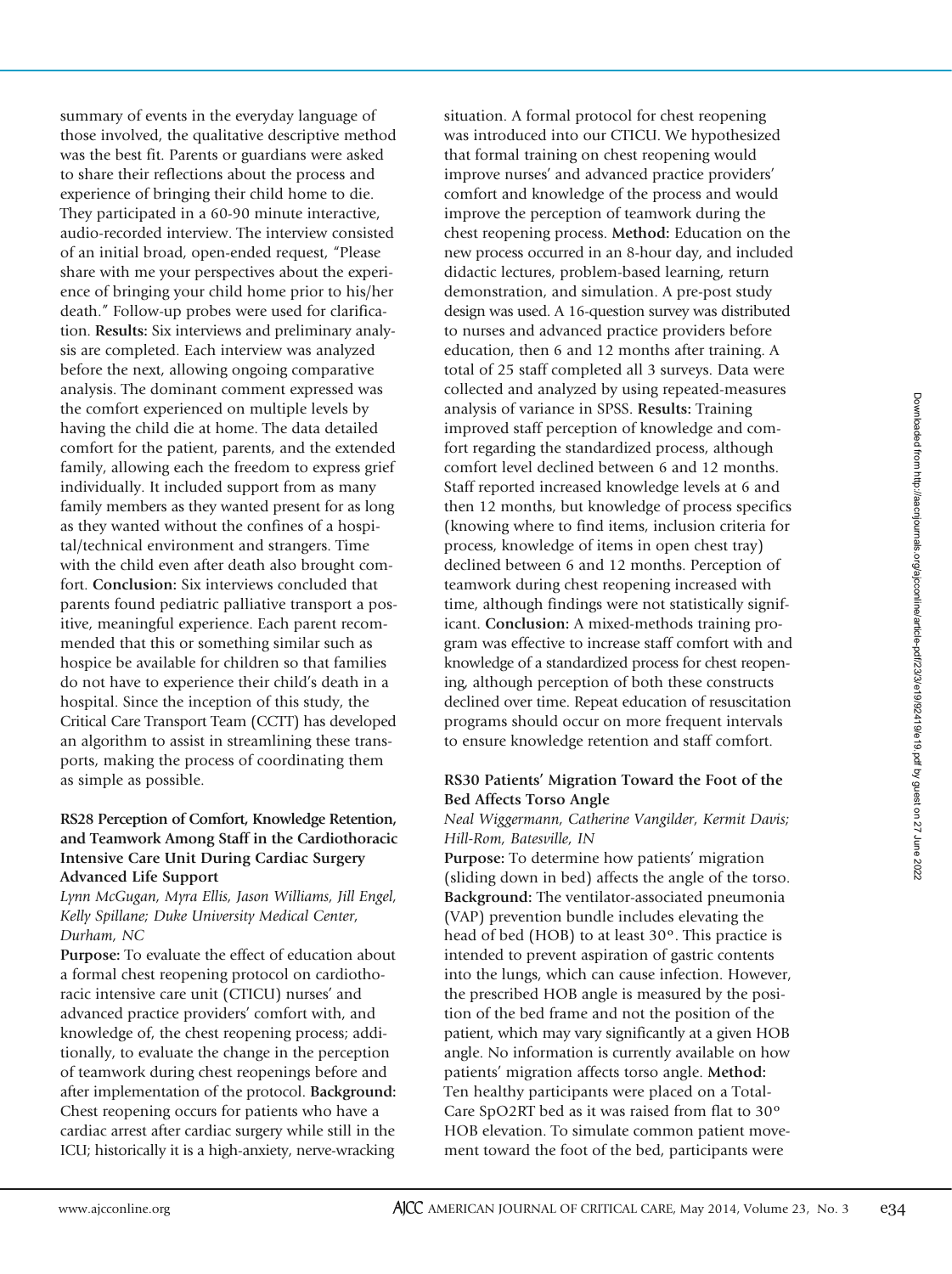summary of events in the everyday language of those involved, the qualitative descriptive method was the best fit. Parents or guardians were asked to share their reflections about the process and experience of bringing their child home to die. They participated in a 60-90 minute interactive, audio-recorded interview. The interview consisted of an initial broad, open-ended request, "Please share with me your perspectives about the experience of bringing your child home prior to his/her death." Follow-up probes were used for clarification. **Results:** Six interviews and preliminary analysis are completed. Each interview was analyzed before the next, allowing ongoing comparative analysis. The dominant comment expressed was the comfort experienced on multiple levels by having the child die at home. The data detailed comfort for the patient, parents, and the extended family, allowing each the freedom to express grief individually. It included support from as many family members as they wanted present for as long as they wanted without the confines of a hospital/technical environment and strangers. Time with the child even after death also brought comfort. **Conclusion:** Six interviews concluded that parents found pediatric palliative transport a positive, meaningful experience. Each parent recommended that this or something similar such as hospice be available for children so that families do not have to experience their child's death in a hospital. Since the inception of this study, the Critical Care Transport Team (CCTT) has developed an algorithm to assist in streamlining these transports, making the process of coordinating them as simple as possible.

### RS28 Perception of Comfort, Knowledge Retention, and Teamwork Among Staff in the Cardiothoracic Intensive Care Unit During Cardiac Surgery Advanced Life Support

*Lynn McGugan, Myra Ellis, Jason Williams, Jill Engel, Kelly Spillane; Duke University Medical Center, Durham, NC*

**Purpose:** To evaluate the effect of education about a formal chest reopening protocol on cardiothoracic intensive care unit (CTICU) nurses' and advanced practice providers' comfort with, and knowledge of, the chest reopening process; additionally, to evaluate the change in the perception of teamwork during chest reopenings before and after implementation of the protocol. **Background:** Chest reopening occurs for patients who have a cardiac arrest after cardiac surgery while still in the ICU; historically it is a high-anxiety, nerve-wracking situation. A formal protocol for chest reopening was introduced into our CTICU. We hypothesized that formal training on chest reopening would improve nurses' and advanced practice providers' comfort and knowledge of the process and would improve the perception of teamwork during the chest reopening process. **Method:** Education on the new process occurred in an 8-hour day, and included didactic lectures, problem-based learning, return demonstration, and simulation. A pre-post study design was used. A 16-question survey was distributed to nurses and advanced practice providers before education, then 6 and 12 months after training. A total of 25 staff completed all 3 surveys. Data were collected and analyzed by using repeated-measures analysis of variance in SPSS. **Results:** Training improved staff perception of knowledge and comfort regarding the standardized process, although comfort level declined between 6 and 12 months. Staff reported increased knowledge levels at 6 and then 12 months, but knowledge of process specifics (knowing where to find items, inclusion criteria for process, knowledge of items in open chest tray) declined between 6 and 12 months. Perception of teamwork during chest reopening increased with time, although findings were not statistically significant. **Conclusion:** A mixed-methods training program was effective to increase staff comfort with and knowledge of a standardized process for chest reopening, although perception of both these constructs declined over time. Repeat education of resuscitation programs should occur on more frequent intervals to ensure knowledge retention and staff comfort.

### RS30 Patients' Migration Toward the Foot of the Bed Affects Torso Angle

*Neal Wiggermann, Catherine Vangilder, Kermit Davis; Hill-Rom, Batesville, IN*

**Purpose:** To determine how patients' migration (sliding down in bed) affects the angle of the torso. **Background:** The ventilator-associated pneumonia (VAP) prevention bundle includes elevating the head of bed (HOB) to at least 30°. This practice is intended to prevent aspiration of gastric contents into the lungs, which can cause infection. However, the prescribed HOB angle is measured by the position of the bed frame and not the position of the patient, which may vary significantly at a given HOB angle. No information is currently available on how patients' migration affects torso angle. **Method:** Ten healthy participants were placed on a TotalCare SpO2RT bed as it was raised from flat to 30° HOB elevation. To simulate common patient movement toward the foot of the bed, participants were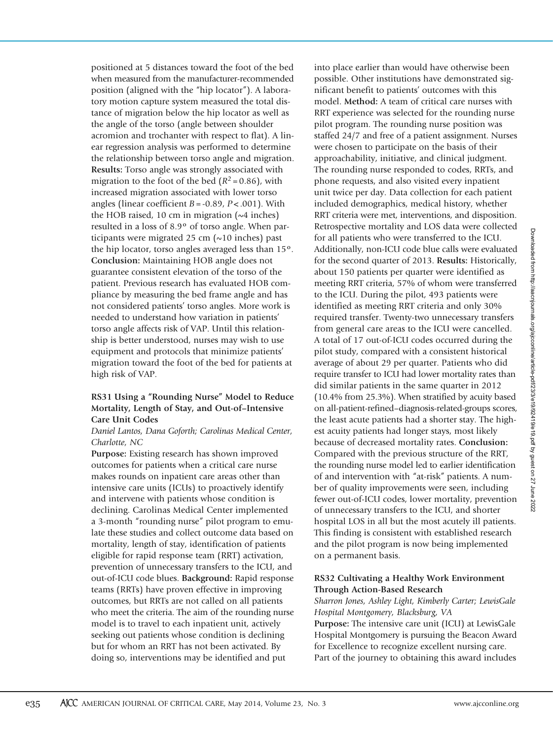positioned at 5 distances toward the foot of the bed when measured from the manufacturer-recommended position (aligned with the "hip locator"). A laboratory motion capture system measured the total distance of migration below the hip locator as well as the angle of the torso (angle between shoulder acromion and trochanter with respect to flat). A linear regression analysis was performed to determine the relationship between torso angle and migration. **Results:** Torso angle was strongly associated with migration to the foot of the bed ($R^2 = 0.86$), with increased migration associated with lower torso angles (linear coefficient $B = -0.89$, $P < .001$). With the HOB raised, 10 cm in migration (~4 inches) resulted in a loss of 8.9° of torso angle. When participants were migrated 25 cm (~10 inches) past the hip locator, torso angles averaged less than 15°. **Conclusion:** Maintaining HOB angle does not guarantee consistent elevation of the torso of the patient. Previous research has evaluated HOB compliance by measuring the bed frame angle and has not considered patients' torso angles. More work is needed to understand how variation in patients' torso angle affects risk of VAP. Until this relationship is better understood, nurses may wish to use equipment and protocols that minimize patients' migration toward the foot of the bed for patients at high risk of VAP.

### RS31 Using a "Rounding Nurse" Model to Reduce Mortality, Length of Stay, and Out-of–Intensive Care Unit Codes

*Daniel Lantos, Dana Goforth; Carolinas Medical Center, Charlotte, NC*

**Purpose:** Existing research has shown improved outcomes for patients when a critical care nurse makes rounds on inpatient care areas other than intensive care units (ICUs) to proactively identify and intervene with patients whose condition is declining. Carolinas Medical Center implemented a 3-month "rounding nurse" pilot program to emulate these studies and collect outcome data based on mortality, length of stay, identification of patients eligible for rapid response team (RRT) activation, prevention of unnecessary transfers to the ICU, and out-of-ICU code blues. **Background:** Rapid response teams (RRTs) have proven effective in improving outcomes, but RRTs are not called on all patients who meet the criteria. The aim of the rounding nurse model is to travel to each inpatient unit, actively seeking out patients whose condition is declining but for whom an RRT has not been activated. By doing so, interventions may be identified and put into place earlier than would have otherwise been possible. Other institutions have demonstrated significant benefit to patients' outcomes with this model. **Method:** A team of critical care nurses with RRT experience was selected for the rounding nurse pilot program. The rounding nurse position was staffed 24/7 and free of a patient assignment. Nurses were chosen to participate on the basis of their approachability, initiative, and clinical judgment. The rounding nurse responded to codes, RRTs, and phone requests, and also visited every inpatient unit twice per day. Data collection for each patient included demographics, medical history, whether RRT criteria were met, interventions, and disposition. Retrospective mortality and LOS data were collected for all patients who were transferred to the ICU. Additionally, non-ICU code blue calls were evaluated for the second quarter of 2013. **Results:** Historically, about 150 patients per quarter were identified as meeting RRT criteria, 57% of whom were transferred to the ICU. During the pilot, 493 patients were identified as meeting RRT criteria and only 30% required transfer. Twenty-two unnecessary transfers from general care areas to the ICU were cancelled. A total of 17 out-of-ICU codes occurred during the pilot study, compared with a consistent historical average of about 29 per quarter. Patients who did require transfer to ICU had lower mortality rates than did similar patients in the same quarter in 2012 (10.4% from 25.3%). When stratified by acuity based on all-patient-refined–diagnosis-related-groups scores, the least acute patients had a shorter stay. The highest acuity patients had longer stays, most likely because of decreased mortality rates. **Conclusion:** Compared with the previous structure of the RRT, the rounding nurse model led to earlier identification of and intervention with "at-risk" patients. A number of quality improvements were seen, including fewer out-of-ICU codes, lower mortality, prevention of unnecessary transfers to the ICU, and shorter hospital LOS in all but the most acutely ill patients. This finding is consistent with established research and the pilot program is now being implemented on a permanent basis.

### RS32 Cultivating a Healthy Work Environment Through Action-Based Research

*Sharron Jones, Ashley Light, Kimberly Carter; LewisGale Hospital Montgomery, Blacksburg, VA*

**Purpose:** The intensive care unit (ICU) at LewisGale Hospital Montgomery is pursuing the Beacon Award for Excellence to recognize excellent nursing care. Part of the journey to obtaining this award includes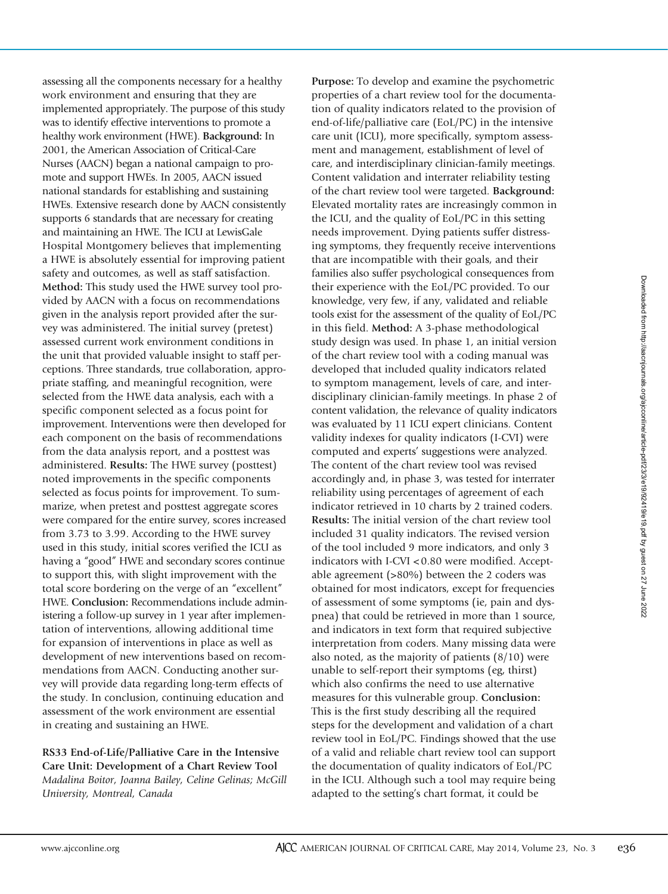assessing all the components necessary for a healthy work environment and ensuring that they are implemented appropriately. The purpose of this study was to identify effective interventions to promote a healthy work environment (HWE). **Background:** In 2001, the American Association of Critical-Care Nurses (AACN) began a national campaign to promote and support HWEs. In 2005, AACN issued national standards for establishing and sustaining HWEs. Extensive research done by AACN consistently supports 6 standards that are necessary for creating and maintaining an HWE. The ICU at LewisGale Hospital Montgomery believes that implementing a HWE is absolutely essential for improving patient safety and outcomes, as well as staff satisfaction. **Method:** This study used the HWE survey tool provided by AACN with a focus on recommendations given in the analysis report provided after the survey was administered. The initial survey (pretest) assessed current work environment conditions in the unit that provided valuable insight to staff perceptions. Three standards, true collaboration, appropriate staffing, and meaningful recognition, were selected from the HWE data analysis, each with a specific component selected as a focus point for improvement. Interventions were then developed for each component on the basis of recommendations from the data analysis report, and a posttest was administered. **Results:** The HWE survey (posttest) noted improvements in the specific components selected as focus points for improvement. To summarize, when pretest and posttest aggregate scores were compared for the entire survey, scores increased from 3.73 to 3.99. According to the HWE survey used in this study, initial scores verified the ICU as having a "good" HWE and secondary scores continue to support this, with slight improvement with the total score bordering on the verge of an "excellent" HWE. **Conclusion:** Recommendations include administering a follow-up survey in 1 year after implementation of interventions, allowing additional time for expansion of interventions in place as well as development of new interventions based on recommendations from AACN. Conducting another survey will provide data regarding long-term effects of the study. In conclusion, continuing education and assessment of the work environment are essential in creating and sustaining an HWE.

**RS33 End-of-Life/Palliative Care in the Intensive Care Unit: Development of a Chart Review Tool**
*Madalina Boitor, Joanna Bailey, Celine Gelinas; McGill University, Montreal, Canada*

**Purpose:** To develop and examine the psychometric properties of a chart review tool for the documentation of quality indicators related to the provision of end-of-life/palliative care (EoL/PC) in the intensive care unit (ICU), more specifically, symptom assessment and management, establishment of level of care, and interdisciplinary clinician-family meetings. Content validation and interrater reliability testing of the chart review tool were targeted. **Background:** Elevated mortality rates are increasingly common in the ICU, and the quality of EoL/PC in this setting needs improvement. Dying patients suffer distressing symptoms, they frequently receive interventions that are incompatible with their goals, and their families also suffer psychological consequences from their experience with the EoL/PC provided. To our knowledge, very few, if any, validated and reliable tools exist for the assessment of the quality of EoL/PC in this field. **Method:** A 3-phase methodological study design was used. In phase 1, an initial version of the chart review tool with a coding manual was developed that included quality indicators related to symptom management, levels of care, and interdisciplinary clinician-family meetings. In phase 2 of content validation, the relevance of quality indicators was evaluated by 11 ICU expert clinicians. Content validity indexes for quality indicators (I-CVI) were computed and experts' suggestions were analyzed. The content of the chart review tool was revised accordingly and, in phase 3, was tested for interrater reliability using percentages of agreement of each indicator retrieved in 10 charts by 2 trained coders. **Results:** The initial version of the chart review tool included 31 quality indicators. The revised version of the tool included 9 more indicators, and only 3 indicators with I-CVI < 0.80 were modified. Acceptable agreement (>80%) between the 2 coders was obtained for most indicators, except for frequencies of assessment of some symptoms (ie, pain and dyspnea) that could be retrieved in more than 1 source, and indicators in text form that required subjective interpretation from coders. Many missing data were also noted, as the majority of patients (8/10) were unable to self-report their symptoms (eg, thirst) which also confirms the need to use alternative measures for this vulnerable group. **Conclusion:** This is the first study describing all the required steps for the development and validation of a chart review tool in EoL/PC. Findings showed that the use of a valid and reliable chart review tool can support the documentation of quality indicators of EoL/PC in the ICU. Although such a tool may require being adapted to the setting's chart format, it could be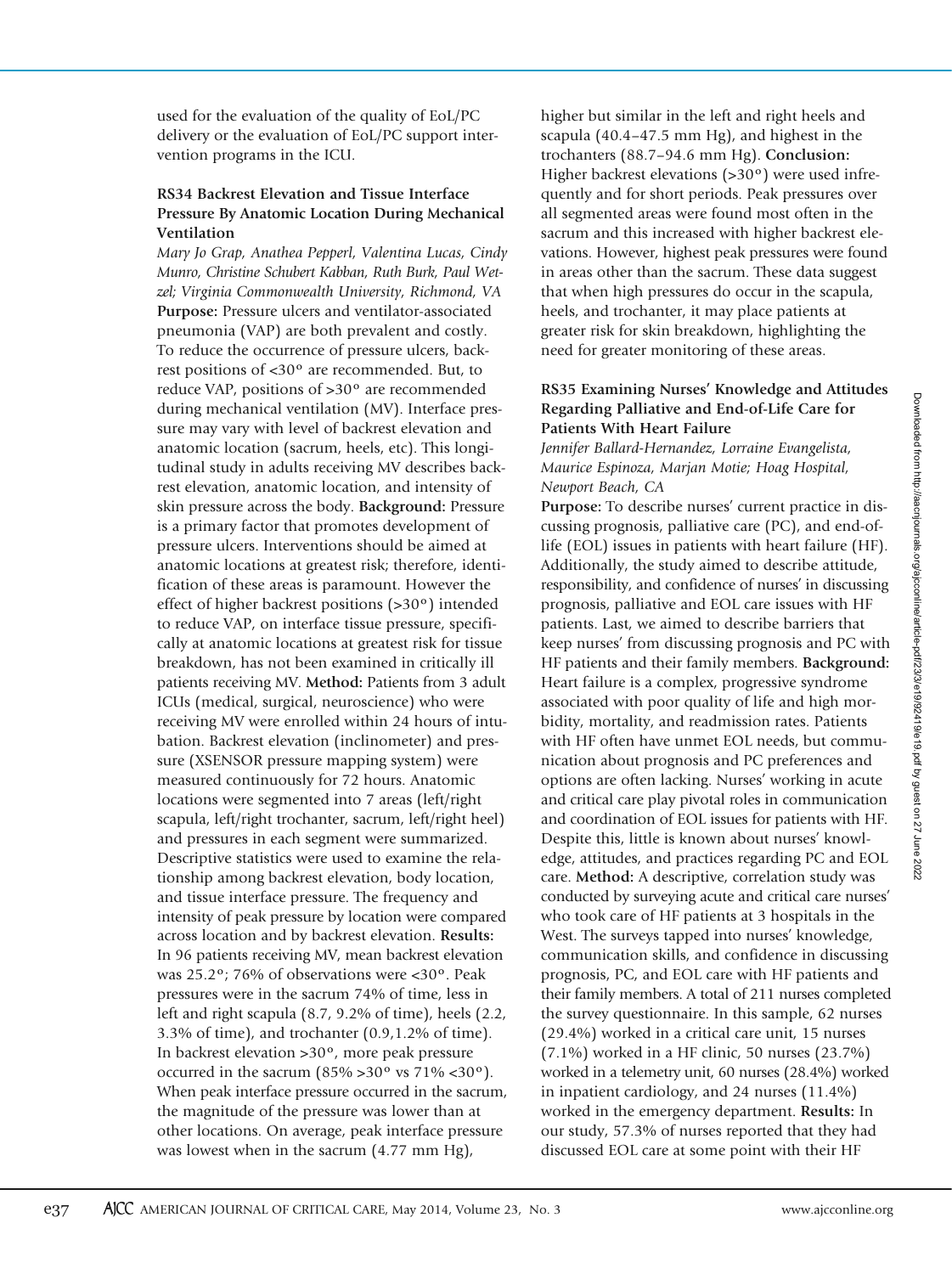used for the evaluation of the quality of EoL/PC delivery or the evaluation of EoL/PC support intervention programs in the ICU.

### RS34 Backrest Elevation and Tissue Interface Pressure By Anatomic Location During Mechanical Ventilation

*Mary Jo Grap, Anathea Pepperl, Valentina Lucas, Cindy Munro, Christine Schubert Kabban, Ruth Burk, Paul Wetzel; Virginia Commonwealth University, Richmond, VA*

**Purpose:** Pressure ulcers and ventilator-associated pneumonia (VAP) are both prevalent and costly. To reduce the occurrence of pressure ulcers, backrest positions of <30° are recommended. But, to reduce VAP, positions of >30° are recommended during mechanical ventilation (MV). Interface pressure may vary with level of backrest elevation and anatomic location (sacrum, heels, etc). This longitudinal study in adults receiving MV describes backrest elevation, anatomic location, and intensity of skin pressure across the body. **Background:** Pressure is a primary factor that promotes development of pressure ulcers. Interventions should be aimed at anatomic locations at greatest risk; therefore, identification of these areas is paramount. However the effect of higher backrest positions (>30°) intended to reduce VAP, on interface tissue pressure, specifically at anatomic locations at greatest risk for tissue breakdown, has not been examined in critically ill patients receiving MV. **Method:** Patients from 3 adult ICUs (medical, surgical, neuroscience) who were receiving MV were enrolled within 24 hours of intubation. Backrest elevation (inclinometer) and pressure (XSENSOR pressure mapping system) were measured continuously for 72 hours. Anatomic locations were segmented into 7 areas (left/right scapula, left/right trochanter, sacrum, left/right heel) and pressures in each segment were summarized. Descriptive statistics were used to examine the relationship among backrest elevation, body location, and tissue interface pressure. The frequency and intensity of peak pressure by location were compared across location and by backrest elevation. **Results:** In 96 patients receiving MV, mean backrest elevation was 25.2°; 76% of observations were <30°. Peak pressures were in the sacrum 74% of time, less in left and right scapula (8.7, 9.2% of time), heels (2.2, 3.3% of time), and trochanter (0.9,1.2% of time). In backrest elevation >30°, more peak pressure occurred in the sacrum (85% >30° vs 71% <30°). When peak interface pressure occurred in the sacrum, the magnitude of the pressure was lower than at other locations. On average, peak interface pressure was lowest when in the sacrum (4.77 mm Hg), higher but similar in the left and right heels and scapula (40.4–47.5 mm Hg), and highest in the trochanters (88.7–94.6 mm Hg). **Conclusion:** Higher backrest elevations (>30°) were used infrequently and for short periods. Peak pressures over all segmented areas were found most often in the sacrum and this increased with higher backrest elevations. However, highest peak pressures were found in areas other than the sacrum. These data suggest that when high pressures do occur in the scapula, heels, and trochanter, it may place patients at greater risk for skin breakdown, highlighting the need for greater monitoring of these areas.

### RS35 Examining Nurses' Knowledge and Attitudes Regarding Palliative and End-of-Life Care for Patients With Heart Failure

*Jennifer Ballard-Hernandez, Lorraine Evangelista, Maurice Espinoza, Marjan Motie; Hoag Hospital, Newport Beach, CA*

**Purpose:** To describe nurses' current practice in discussing prognosis, palliative care (PC), and end-of-life (EOL) issues in patients with heart failure (HF). Additionally, the study aimed to describe attitude, responsibility, and confidence of nurses' in discussing prognosis, palliative and EOL care issues with HF patients. Last, we aimed to describe barriers that keep nurses' from discussing prognosis and PC with HF patients and their family members. **Background:** Heart failure is a complex, progressive syndrome associated with poor quality of life and high morbidity, mortality, and readmission rates. Patients with HF often have unmet EOL needs, but communication about prognosis and PC preferences and options are often lacking. Nurses' working in acute and critical care play pivotal roles in communication and coordination of EOL issues for patients with HF. Despite this, little is known about nurses' knowledge, attitudes, and practices regarding PC and EOL care. **Method:** A descriptive, correlation study was conducted by surveying acute and critical care nurses' who took care of HF patients at 3 hospitals in the West. The surveys tapped into nurses' knowledge, communication skills, and confidence in discussing prognosis, PC, and EOL care with HF patients and their family members. A total of 211 nurses completed the survey questionnaire. In this sample, 62 nurses (29.4%) worked in a critical care unit, 15 nurses (7.1%) worked in a HF clinic, 50 nurses (23.7%) worked in a telemetry unit, 60 nurses (28.4%) worked in inpatient cardiology, and 24 nurses (11.4%) worked in the emergency department. **Results:** In our study, 57.3% of nurses reported that they had discussed EOL care at some point with their HF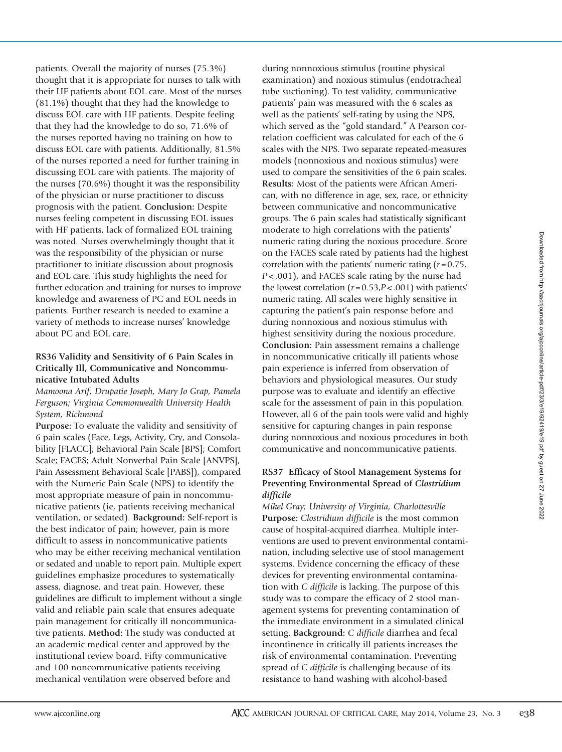patients. Overall the majority of nurses (75.3%) thought that it is appropriate for nurses to talk with their HF patients about EOL care. Most of the nurses (81.1%) thought that they had the knowledge to discuss EOL care with HF patients. Despite feeling that they had the knowledge to do so, 71.6% of the nurses reported having no training on how to discuss EOL care with patients. Additionally, 81.5% of the nurses reported a need for further training in discussing EOL care with patients. The majority of the nurses (70.6%) thought it was the responsibility of the physician or nurse practitioner to discuss prognosis with the patient. **Conclusion:** Despite nurses feeling competent in discussing EOL issues with HF patients, lack of formalized EOL training was noted. Nurses overwhelmingly thought that it was the responsibility of the physician or nurse practitioner to initiate discussion about prognosis and EOL care. This study highlights the need for further education and training for nurses to improve knowledge and awareness of PC and EOL needs in patients. Further research is needed to examine a variety of methods to increase nurses' knowledge about PC and EOL care.

### RS36 Validity and Sensitivity of 6 Pain Scales in Critically Ill, Communicative and Noncommunicative Intubated Adults

*Mamoona Arif, Drupatie Joseph, Mary Jo Grap, Pamela Ferguson; Virginia Commonwealth University Health System, Richmond*

**Purpose:** To evaluate the validity and sensitivity of 6 pain scales (Face, Legs, Activity, Cry, and Consolability [FLACC]; Behavioral Pain Scale [BPS]; Comfort Scale; FACES; Adult Nonverbal Pain Scale [ANVPS], Pain Assessment Behavioral Scale [PABS]), compared with the Numeric Pain Scale (NPS) to identify the most appropriate measure of pain in noncommunicative patients (ie, patients receiving mechanical ventilation, or sedated). **Background:** Self-report is the best indicator of pain; however, pain is more difficult to assess in noncommunicative patients who may be either receiving mechanical ventilation or sedated and unable to report pain. Multiple expert guidelines emphasize procedures to systematically assess, diagnose, and treat pain. However, these guidelines are difficult to implement without a single valid and reliable pain scale that ensures adequate pain management for critically ill noncommunicative patients. **Method:** The study was conducted at an academic medical center and approved by the institutional review board. Fifty communicative and 100 noncommunicative patients receiving mechanical ventilation were observed before and during nonnoxious stimulus (routine physical examination) and noxious stimulus (endotracheal tube suctioning). To test validity, communicative patients' pain was measured with the 6 scales as well as the patients' self-rating by using the NPS, which served as the "gold standard." A Pearson correlation coefficient was calculated for each of the 6 scales with the NPS. Two separate repeated-measures models (nonnoxious and noxious stimulus) were used to compare the sensitivities of the 6 pain scales. **Results:** Most of the patients were African American, with no difference in age, sex, race, or ethnicity between communicative and noncommunicative groups. The 6 pain scales had statistically significant moderate to high correlations with the patients' numeric rating during the noxious procedure. Score on the FACES scale rated by patients had the highest correlation with the patients' numeric rating ($r = 0.75$, $P < .001$), and FACES scale rating by the nurse had the lowest correlation ($r = 0.53, P < .001$) with patients' numeric rating. All scales were highly sensitive in capturing the patient's pain response before and during nonnoxious and noxious stimulus with highest sensitivity during the noxious procedure. **Conclusion:** Pain assessment remains a challenge in noncommunicative critically ill patients whose pain experience is inferred from observation of behaviors and physiological measures. Our study purpose was to evaluate and identify an effective scale for the assessment of pain in this population. However, all 6 of the pain tools were valid and highly sensitive for capturing changes in pain response during nonnoxious and noxious procedures in both communicative and noncommunicative patients.

### RS37 Efficacy of Stool Management Systems for Preventing Environmental Spread of *Clostridium difficile*

*Mikel Gray; University of Virginia, Charlottesville*

**Purpose:** *Clostridium difficile* is the most common cause of hospital-acquired diarrhea. Multiple interventions are used to prevent environmental contamination, including selective use of stool management systems. Evidence concerning the efficacy of these devices for preventing environmental contamination with *C difficile* is lacking. The purpose of this study was to compare the efficacy of 2 stool management systems for preventing contamination of the immediate environment in a simulated clinical setting. **Background:** *C difficile* diarrhea and fecal incontinence in critically ill patients increases the risk of environmental contamination. Preventing spread of *C difficile* is challenging because of its resistance to hand washing with alcohol-based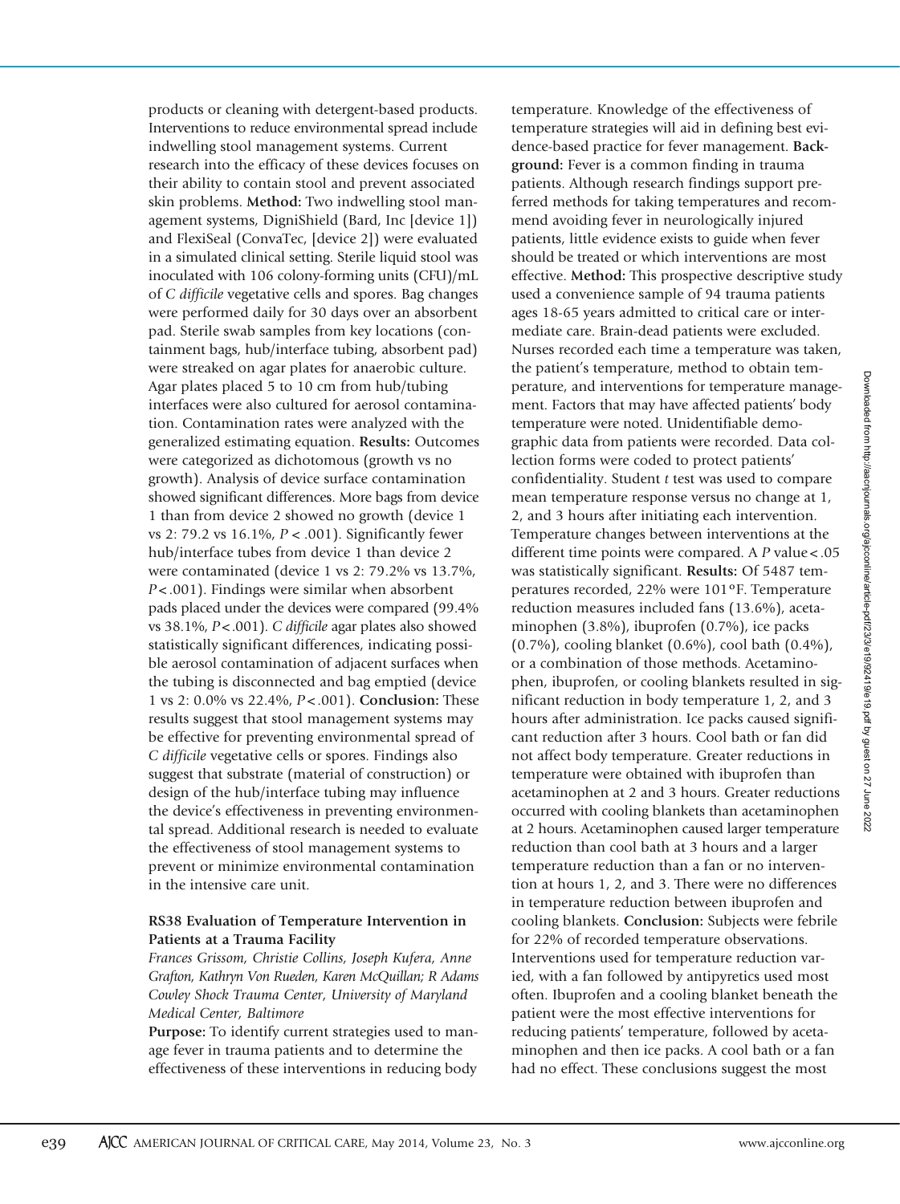products or cleaning with detergent-based products. Interventions to reduce environmental spread include indwelling stool management systems. Current research into the efficacy of these devices focuses on their ability to contain stool and prevent associated skin problems. **Method:** Two indwelling stool management systems, DigniShield (Bard, Inc [device 1]) and FlexiSeal (ConvaTec, [device 2]) were evaluated in a simulated clinical setting. Sterile liquid stool was inoculated with 106 colony-forming units (CFU)/mL of *C difficile* vegetative cells and spores. Bag changes were performed daily for 30 days over an absorbent pad. Sterile swab samples from key locations (containment bags, hub/interface tubing, absorbent pad) were streaked on agar plates for anaerobic culture. Agar plates placed 5 to 10 cm from hub/tubing interfaces were also cultured for aerosol contamination. Contamination rates were analyzed with the generalized estimating equation. **Results:** Outcomes were categorized as dichotomous (growth vs no growth). Analysis of device surface contamination showed significant differences. More bags from device 1 than from device 2 showed no growth (device 1 vs 2: 79.2 vs 16.1%, $P < .001$). Significantly fewer hub/interface tubes from device 1 than device 2 were contaminated (device 1 vs 2: 79.2% vs 13.7%, $P < .001$). Findings were similar when absorbent pads placed under the devices were compared (99.4% vs 38.1%, $P < .001$). *C difficile* agar plates also showed statistically significant differences, indicating possible aerosol contamination of adjacent surfaces when the tubing is disconnected and bag emptied (device 1 vs 2: 0.0% vs 22.4%, $P < .001$). **Conclusion:** These results suggest that stool management systems may be effective for preventing environmental spread of *C difficile* vegetative cells or spores. Findings also suggest that substrate (material of construction) or design of the hub/interface tubing may influence the device's effectiveness in preventing environmental spread. Additional research is needed to evaluate the effectiveness of stool management systems to prevent or minimize environmental contamination in the intensive care unit.

### RS38 Evaluation of Temperature Intervention in Patients at a Trauma Facility

*Frances Grissom, Christie Collins, Joseph Kufera, Anne Grafton, Kathryn Von Rueden, Karen McQuillan; R Adams Cowley Shock Trauma Center, University of Maryland Medical Center, Baltimore*

**Purpose:** To identify current strategies used to manage fever in trauma patients and to determine the effectiveness of these interventions in reducing body temperature. Knowledge of the effectiveness of temperature strategies will aid in defining best evidence-based practice for fever management. **Background:** Fever is a common finding in trauma patients. Although research findings support preferred methods for taking temperatures and recommend avoiding fever in neurologically injured patients, little evidence exists to guide when fever should be treated or which interventions are most effective. **Method:** This prospective descriptive study used a convenience sample of 94 trauma patients ages 18-65 years admitted to critical care or intermediate care. Brain-dead patients were excluded. Nurses recorded each time a temperature was taken, the patient's temperature, method to obtain temperature, and interventions for temperature management. Factors that may have affected patients' body temperature were noted. Unidentifiable demographic data from patients were recorded. Data collection forms were coded to protect patients' confidentiality. Student *t* test was used to compare mean temperature response versus no change at 1, 2, and 3 hours after initiating each intervention. Temperature changes between interventions at the different time points were compared. A $P$ value $< .05$ was statistically significant. **Results:** Of 5487 temperatures recorded, 22% were 101°F. Temperature reduction measures included fans (13.6%), acetaminophen (3.8%), ibuprofen (0.7%), ice packs (0.7%), cooling blanket (0.6%), cool bath (0.4%), or a combination of those methods. Acetaminophen, ibuprofen, or cooling blankets resulted in significant reduction in body temperature 1, 2, and 3 hours after administration. Ice packs caused significant reduction after 3 hours. Cool bath or fan did not affect body temperature. Greater reductions in temperature were obtained with ibuprofen than acetaminophen at 2 and 3 hours. Greater reductions occurred with cooling blankets than acetaminophen at 2 hours. Acetaminophen caused larger temperature reduction than cool bath at 3 hours and a larger temperature reduction than a fan or no intervention at hours 1, 2, and 3. There were no differences in temperature reduction between ibuprofen and cooling blankets. **Conclusion:** Subjects were febrile for 22% of recorded temperature observations. Interventions used for temperature reduction varied, with a fan followed by antipyretics used most often. Ibuprofen and a cooling blanket beneath the patient were the most effective interventions for reducing patients' temperature, followed by acetaminophen and then ice packs. A cool bath or a fan had no effect. These conclusions suggest the most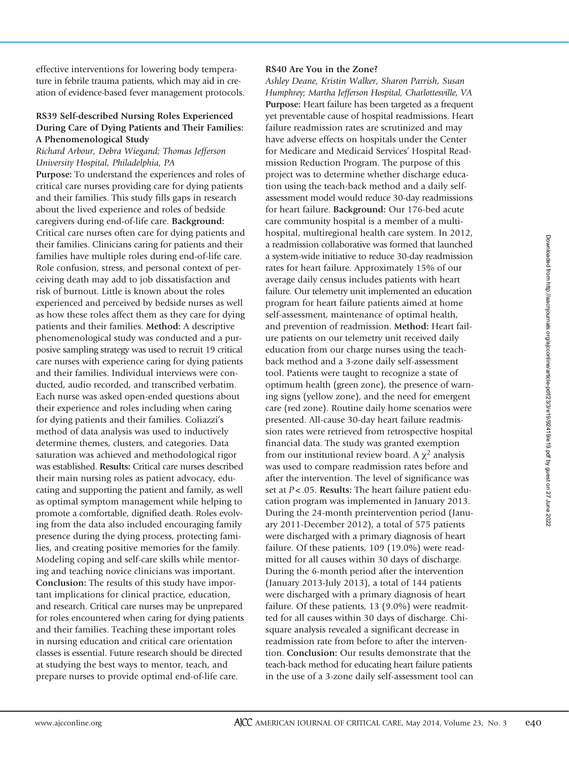effective interventions for lowering body temperature in febrile trauma patients, which may aid in creation of evidence-based fever management protocols.

**RS39 Self-described Nursing Roles Experienced During Care of Dying Patients and Their Families: A Phenomenological Study**

*Richard Arbour, Debra Wiegand; Thomas Jefferson University Hospital, Philadelphia, PA*

**Purpose:** To understand the experiences and roles of critical care nurses providing care for dying patients and their families. This study fills gaps in research about the lived experience and roles of bedside caregivers during end-of-life care. **Background:** Critical care nurses often care for dying patients and their families. Clinicians caring for patients and their families have multiple roles during end-of-life care. Role confusion, stress, and personal context of perceiving death may add to job dissatisfaction and risk of burnout. Little is known about the roles experienced and perceived by bedside nurses as well as how these roles affect them as they care for dying patients and their families. **Method:** A descriptive phenomenological study was conducted and a purposive sampling strategy was used to recruit 19 critical care nurses with experience caring for dying patients and their families. Individual interviews were conducted, audio recorded, and transcribed verbatim. Each nurse was asked open-ended questions about their experience and roles including when caring for dying patients and their families. Coliazzi's method of data analysis was used to inductively determine themes, clusters, and categories. Data saturation was achieved and methodological rigor was established. **Results:** Critical care nurses described their main nursing roles as patient advocacy, educating and supporting the patient and family, as well as optimal symptom management while helping to promote a comfortable, dignified death. Roles evolving from the data also included encouraging family presence during the dying process, protecting families, and creating positive memories for the family. Modeling coping and self-care skills while mentoring and teaching novice clinicians was important. **Conclusion:** The results of this study have important implications for clinical practice, education, and research. Critical care nurses may be unprepared for roles encountered when caring for dying patients and their families. Teaching these important roles in nursing education and critical care orientation classes is essential. Future research should be directed at studying the best ways to mentor, teach, and prepare nurses to provide optimal end-of-life care.

**RS40 Are You in the Zone?**

*Ashley Deane, Kristin Walker, Sharon Parrish, Susan Humphrey; Martha Jefferson Hospital, Charlottesville, VA*

**Purpose:** Heart failure has been targeted as a frequent yet preventable cause of hospital readmissions. Heart failure readmission rates are scrutinized and may have adverse effects on hospitals under the Center for Medicare and Medicaid Services' Hospital Readmission Reduction Program. The purpose of this project was to determine whether discharge education using the teach-back method and a daily self-assessment model would reduce 30-day readmissions for heart failure. **Background:** Our 176-bed acute care community hospital is a member of a multihospital, multiregional health care system. In 2012, a readmission collaborative was formed that launched a system-wide initiative to reduce 30-day readmission rates for heart failure. Approximately 15% of our average daily census includes patients with heart failure. Our telemetry unit implemented an education program for heart failure patients aimed at home self-assessment, maintenance of optimal health, and prevention of readmission. **Method:** Heart failure patients on our telemetry unit received daily education from our charge nurses using the teach-back method and a 3-zone daily self-assessment tool. Patients were taught to recognize a state of optimum health (green zone), the presence of warning signs (yellow zone), and the need for emergent care (red zone). Routine daily home scenarios were presented. All-cause 30-day heart failure readmission rates were retrieved from retrospective hospital financial data. The study was granted exemption from our institutional review board. A $\chi^2$ analysis was used to compare readmission rates before and after the intervention. The level of significance was set at $P < .05$. **Results:** The heart failure patient education program was implemented in January 2013. During the 24-month preintervention period (January 2011-December 2012), a total of 575 patients were discharged with a primary diagnosis of heart failure. Of these patients, 109 (19.0%) were readmitted for all causes within 30 days of discharge. During the 6-month period after the intervention (January 2013-July 2013), a total of 144 patients were discharged with a primary diagnosis of heart failure. Of these patients, 13 (9.0%) were readmitted for all causes within 30 days of discharge. Chi-square analysis revealed a significant decrease in readmission rate from before to after the intervention. **Conclusion:** Our results demonstrate that the teach-back method for educating heart failure patients in the use of a 3-zone daily self-assessment tool can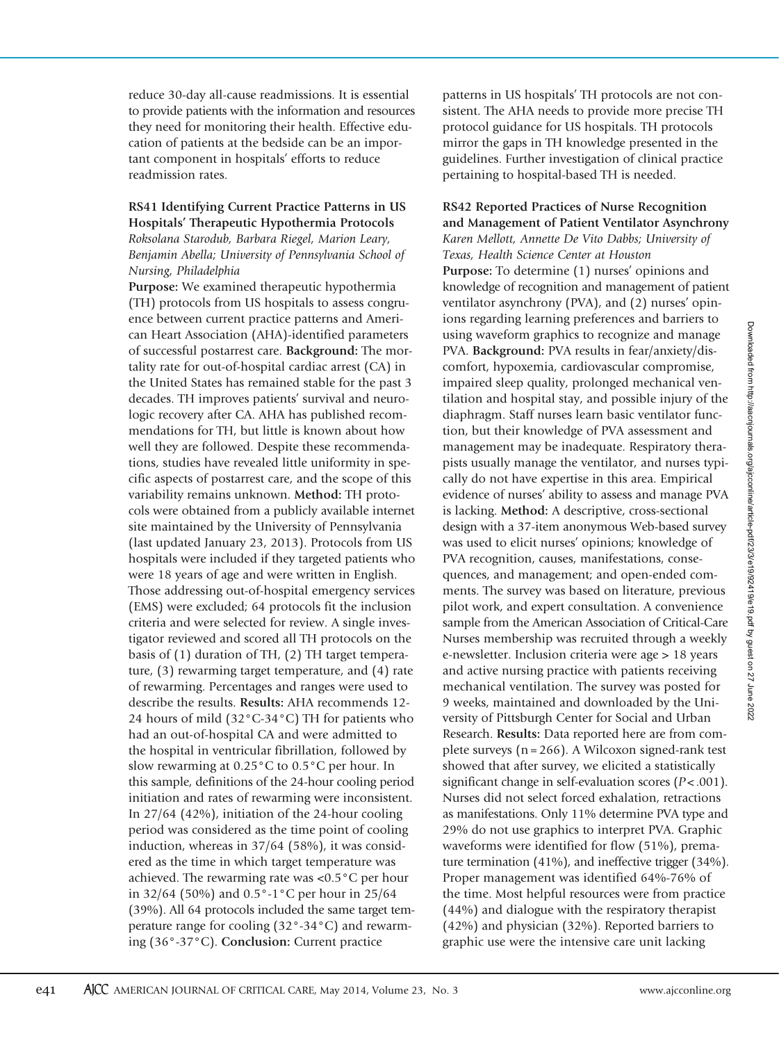reduce 30-day all-cause readmissions. It is essential to provide patients with the information and resources they need for monitoring their health. Effective education of patients at the bedside can be an important component in hospitals' efforts to reduce readmission rates.

**RS41 Identifying Current Practice Patterns in US Hospitals' Therapeutic Hypothermia Protocols**
*Roksolana Starodub, Barbara Riegel, Marion Leary, Benjamin Abella; University of Pennsylvania School of Nursing, Philadelphia*

**Purpose:** We examined therapeutic hypothermia (TH) protocols from US hospitals to assess congruence between current practice patterns and American Heart Association (AHA)-identified parameters of successful postarrest care. **Background:** The mortality rate for out-of-hospital cardiac arrest (CA) in the United States has remained stable for the past 3 decades. TH improves patients' survival and neurologic recovery after CA. AHA has published recommendations for TH, but little is known about how well they are followed. Despite these recommendations, studies have revealed little uniformity in specific aspects of postarrest care, and the scope of this variability remains unknown. **Method:** TH protocols were obtained from a publicly available internet site maintained by the University of Pennsylvania (last updated January 23, 2013). Protocols from US hospitals were included if they targeted patients who were 18 years of age and were written in English. Those addressing out-of-hospital emergency services (EMS) were excluded; 64 protocols fit the inclusion criteria and were selected for review. A single investigator reviewed and scored all TH protocols on the basis of (1) duration of TH, (2) TH target temperature, (3) rewarming target temperature, and (4) rate of rewarming. Percentages and ranges were used to describe the results. **Results:** AHA recommends 12-24 hours of mild (32°C-34°C) TH for patients who had an out-of-hospital CA and were admitted to the hospital in ventricular fibrillation, followed by slow rewarming at 0.25°C to 0.5°C per hour. In this sample, definitions of the 24-hour cooling period initiation and rates of rewarming were inconsistent. In 27/64 (42%), initiation of the 24-hour cooling period was considered as the time point of cooling induction, whereas in 37/64 (58%), it was considered as the time in which target temperature was achieved. The rewarming rate was <0.5°C per hour in 32/64 (50%) and 0.5°-1°C per hour in 25/64 (39%). All 64 protocols included the same target temperature range for cooling (32°-34°C) and rewarming (36°-37°C). **Conclusion:** Current practice patterns in US hospitals' TH protocols are not consistent. The AHA needs to provide more precise TH protocol guidance for US hospitals. TH protocols mirror the gaps in TH knowledge presented in the guidelines. Further investigation of clinical practice pertaining to hospital-based TH is needed.

**RS42 Reported Practices of Nurse Recognition and Management of Patient Ventilator Asynchrony**
*Karen Mellott, Annette De Vito Dabbs; University of Texas, Health Science Center at Houston*

**Purpose:** To determine (1) nurses' opinions and knowledge of recognition and management of patient ventilator asynchrony (PVA), and (2) nurses' opinions regarding learning preferences and barriers to using waveform graphics to recognize and manage PVA. **Background:** PVA results in fear/anxiety/discomfort, hypoxemia, cardiovascular compromise, impaired sleep quality, prolonged mechanical ventilation and hospital stay, and possible injury of the diaphragm. Staff nurses learn basic ventilator function, but their knowledge of PVA assessment and management may be inadequate. Respiratory therapists usually manage the ventilator, and nurses typically do not have expertise in this area. Empirical evidence of nurses' ability to assess and manage PVA is lacking. **Method:** A descriptive, cross-sectional design with a 37-item anonymous Web-based survey was used to elicit nurses' opinions; knowledge of PVA recognition, causes, manifestations, consequences, and management; and open-ended comments. The survey was based on literature, previous pilot work, and expert consultation. A convenience sample from the American Association of Critical-Care Nurses membership was recruited through a weekly e-newsletter. Inclusion criteria were age > 18 years and active nursing practice with patients receiving mechanical ventilation. The survey was posted for 9 weeks, maintained and downloaded by the University of Pittsburgh Center for Social and Urban Research. **Results:** Data reported here are from complete surveys (n = 266). A Wilcoxon signed-rank test showed that after survey, we elicited a statistically significant change in self-evaluation scores ($P < .001$). Nurses did not select forced exhalation, retractions as manifestations. Only 11% determine PVA type and 29% do not use graphics to interpret PVA. Graphic waveforms were identified for flow (51%), premature termination (41%), and ineffective trigger (34%). Proper management was identified 64%-76% of the time. Most helpful resources were from practice (44%) and dialogue with the respiratory therapist (42%) and physician (32%). Reported barriers to graphic use were the intensive care unit lacking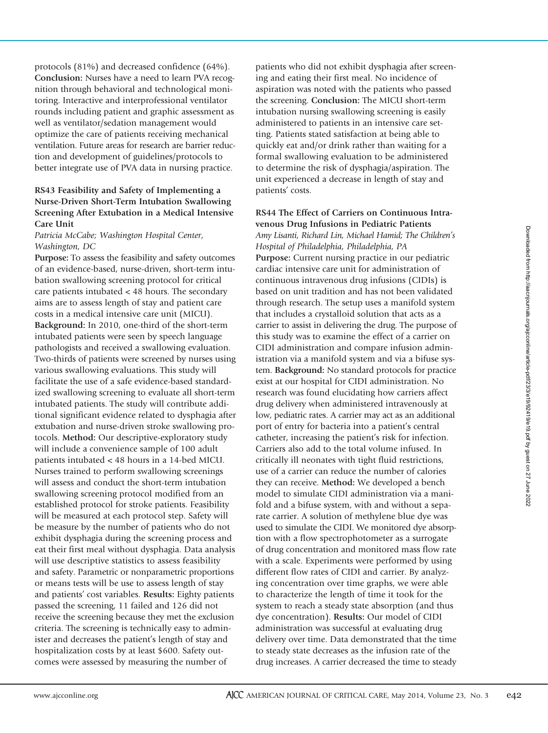protocols (81%) and decreased confidence (64%). **Conclusion:** Nurses have a need to learn PVA recognition through behavioral and technological monitoring. Interactive and interprofessional ventilator rounds including patient and graphic assessment as well as ventilator/sedation management would optimize the care of patients receiving mechanical ventilation. Future areas for research are barrier reduction and development of guidelines/protocols to better integrate use of PVA data in nursing practice.

### RS43 Feasibility and Safety of Implementing a Nurse-Driven Short-Term Intubation Swallowing Screening After Extubation in a Medical Intensive Care Unit

*Patricia McCabe; Washington Hospital Center, Washington, DC*

**Purpose:** To assess the feasibility and safety outcomes of an evidence-based, nurse-driven, short-term intubation swallowing screening protocol for critical care patients intubated < 48 hours. The secondary aims are to assess length of stay and patient care costs in a medical intensive care unit (MICU). **Background:** In 2010, one-third of the short-term intubated patients were seen by speech language pathologists and received a swallowing evaluation. Two-thirds of patients were screened by nurses using various swallowing evaluations. This study will facilitate the use of a safe evidence-based standardized swallowing screening to evaluate all short-term intubated patients. The study will contribute additional significant evidence related to dysphagia after extubation and nurse-driven stroke swallowing protocols. **Method:** Our descriptive-exploratory study will include a convenience sample of 100 adult patients intubated < 48 hours in a 14-bed MICU. Nurses trained to perform swallowing screenings will assess and conduct the short-term intubation swallowing screening protocol modified from an established protocol for stroke patients. Feasibility will be measured at each protocol step. Safety will be measure by the number of patients who do not exhibit dysphagia during the screening process and eat their first meal without dysphagia. Data analysis will use descriptive statistics to assess feasibility and safety. Parametric or nonparametric proportions or means tests will be use to assess length of stay and patients' cost variables. **Results:** Eighty patients passed the screening, 11 failed and 126 did not receive the screening because they met the exclusion criteria. The screening is technically easy to administer and decreases the patient's length of stay and hospitalization costs by at least $600. Safety outcomes were assessed by measuring the number of patients who did not exhibit dysphagia after screening and eating their first meal. No incidence of aspiration was noted with the patients who passed the screening. **Conclusion:** The MICU short-term intubation nursing swallowing screening is easily administered to patients in an intensive care setting. Patients stated satisfaction at being able to quickly eat and/or drink rather than waiting for a formal swallowing evaluation to be administered to determine the risk of dysphagia/aspiration. The unit experienced a decrease in length of stay and patients' costs.

### RS44 The Effect of Carriers on Continuous Intravenous Drug Infusions in Pediatric Patients

*Amy Lisanti, Richard Lin, Michael Hamid; The Children's Hospital of Philadelphia, Philadelphia, PA*

**Purpose:** Current nursing practice in our pediatric cardiac intensive care unit for administration of continuous intravenous drug infusions (CIDIs) is based on unit tradition and has not been validated through research. The setup uses a manifold system that includes a crystalloid solution that acts as a carrier to assist in delivering the drug. The purpose of this study was to examine the effect of a carrier on CIDI administration and compare infusion administration via a manifold system and via a bifuse system. **Background:** No standard protocols for practice exist at our hospital for CIDI administration. No research was found elucidating how carriers affect drug delivery when administered intravenously at low, pediatric rates. A carrier may act as an additional port of entry for bacteria into a patient's central catheter, increasing the patient's risk for infection. Carriers also add to the total volume infused. In critically ill neonates with tight fluid restrictions, use of a carrier can reduce the number of calories they can receive. **Method:** We developed a bench model to simulate CIDI administration via a manifold and a bifuse system, with and without a separate carrier. A solution of methylene blue dye was used to simulate the CIDI. We monitored dye absorption with a flow spectrophotometer as a surrogate of drug concentration and monitored mass flow rate with a scale. Experiments were performed by using different flow rates of CIDI and carrier. By analyzing concentration over time graphs, we were able to characterize the length of time it took for the system to reach a steady state absorption (and thus dye concentration). **Results:** Our model of CIDI administration was successful at evaluating drug delivery over time. Data demonstrated that the time to steady state decreases as the infusion rate of the drug increases. A carrier decreased the time to steady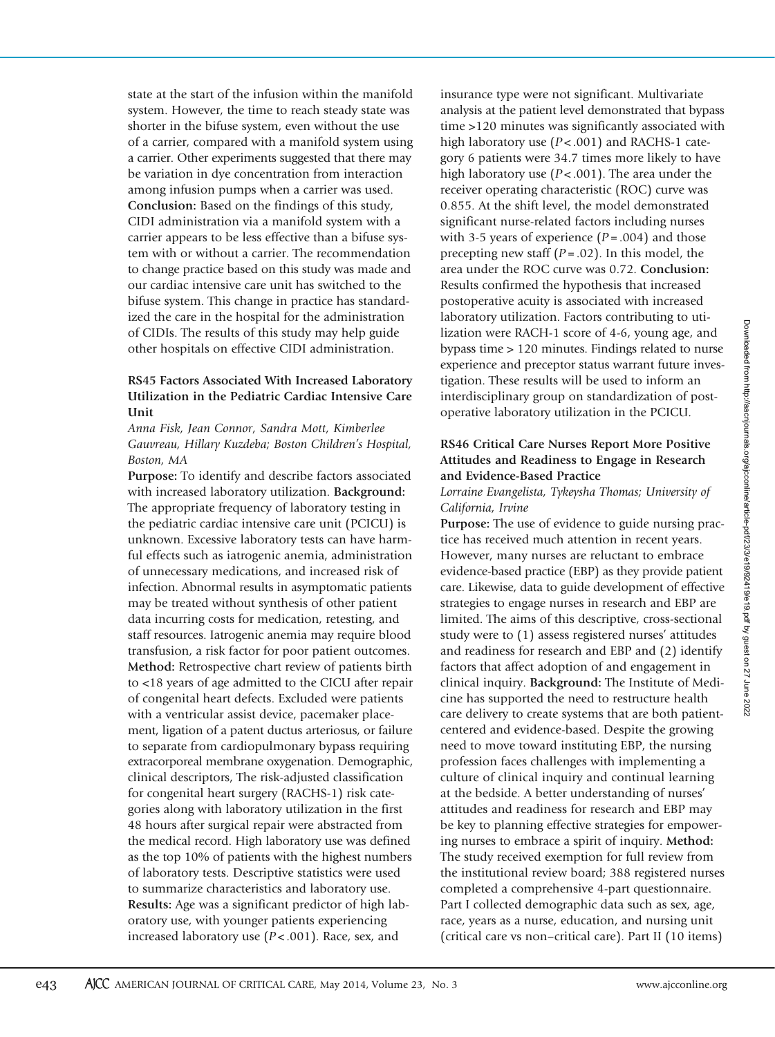state at the start of the infusion within the manifold system. However, the time to reach steady state was shorter in the bifuse system, even without the use of a carrier, compared with a manifold system using a carrier. Other experiments suggested that there may be variation in dye concentration from interaction among infusion pumps when a carrier was used. **Conclusion:** Based on the findings of this study, CIDI administration via a manifold system with a carrier appears to be less effective than a bifuse system with or without a carrier. The recommendation to change practice based on this study was made and our cardiac intensive care unit has switched to the bifuse system. This change in practice has standardized the care in the hospital for the administration of CIDIs. The results of this study may help guide other hospitals on effective CIDI administration.

### RS45 Factors Associated With Increased Laboratory Utilization in the Pediatric Cardiac Intensive Care Unit

*Anna Fisk, Jean Connor, Sandra Mott, Kimberlee Gauvreau, Hillary Kuzdeba; Boston Children's Hospital, Boston, MA*

**Purpose:** To identify and describe factors associated with increased laboratory utilization. **Background:** The appropriate frequency of laboratory testing in the pediatric cardiac intensive care unit (PCICU) is unknown. Excessive laboratory tests can have harmful effects such as iatrogenic anemia, administration of unnecessary medications, and increased risk of infection. Abnormal results in asymptomatic patients may be treated without synthesis of other patient data incurring costs for medication, retesting, and staff resources. Iatrogenic anemia may require blood transfusion, a risk factor for poor patient outcomes. **Method:** Retrospective chart review of patients birth to <18 years of age admitted to the CICU after repair of congenital heart defects. Excluded were patients with a ventricular assist device, pacemaker placement, ligation of a patent ductus arteriosus, or failure to separate from cardiopulmonary bypass requiring extracorporeal membrane oxygenation. Demographic, clinical descriptors, The risk-adjusted classification for congenital heart surgery (RACHS-1) risk categories along with laboratory utilization in the first 48 hours after surgical repair were abstracted from the medical record. High laboratory use was defined as the top 10% of patients with the highest numbers of laboratory tests. Descriptive statistics were used to summarize characteristics and laboratory use. **Results:** Age was a significant predictor of high laboratory use, with younger patients experiencing increased laboratory use ($P < .001$). Race, sex, and insurance type were not significant. Multivariate analysis at the patient level demonstrated that bypass time >120 minutes was significantly associated with high laboratory use ($P < .001$) and RACHS-1 category 6 patients were 34.7 times more likely to have high laboratory use ($P < .001$). The area under the receiver operating characteristic (ROC) curve was 0.855. At the shift level, the model demonstrated significant nurse-related factors including nurses with 3-5 years of experience ($P = .004$) and those precepting new staff ($P = .02$). In this model, the area under the ROC curve was 0.72. **Conclusion:** Results confirmed the hypothesis that increased postoperative acuity is associated with increased laboratory utilization. Factors contributing to utilization were RACH-1 score of 4-6, young age, and bypass time > 120 minutes. Findings related to nurse experience and preceptor status warrant future investigation. These results will be used to inform an interdisciplinary group on standardization of postoperative laboratory utilization in the PCICU.

### RS46 Critical Care Nurses Report More Positive Attitudes and Readiness to Engage in Research and Evidence-Based Practice

*Lorraine Evangelista, Tykeysha Thomas; University of California, Irvine*

**Purpose:** The use of evidence to guide nursing practice has received much attention in recent years. However, many nurses are reluctant to embrace evidence-based practice (EBP) as they provide patient care. Likewise, data to guide development of effective strategies to engage nurses in research and EBP are limited. The aims of this descriptive, cross-sectional study were to (1) assess registered nurses' attitudes and readiness for research and EBP and (2) identify factors that affect adoption of and engagement in clinical inquiry. **Background:** The Institute of Medicine has supported the need to restructure health care delivery to create systems that are both patient-centered and evidence-based. Despite the growing need to move toward instituting EBP, the nursing profession faces challenges with implementing a culture of clinical inquiry and continual learning at the bedside. A better understanding of nurses' attitudes and readiness for research and EBP may be key to planning effective strategies for empowering nurses to embrace a spirit of inquiry. **Method:** The study received exemption for full review from the institutional review board; 388 registered nurses completed a comprehensive 4-part questionnaire. Part I collected demographic data such as sex, age, race, years as a nurse, education, and nursing unit (critical care vs non–critical care). Part II (10 items)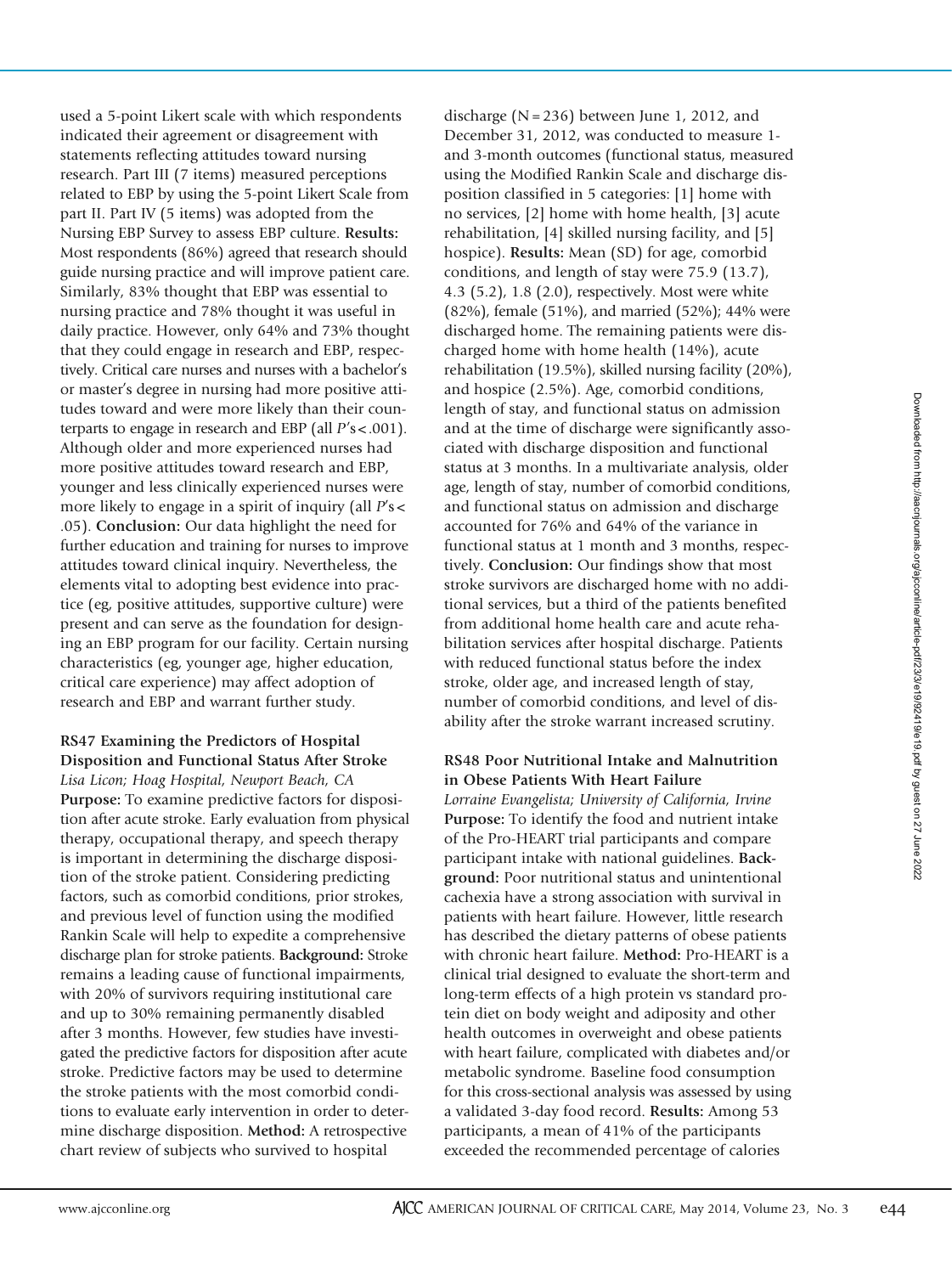used a 5-point Likert scale with which respondents indicated their agreement or disagreement with statements reflecting attitudes toward nursing research. Part III (7 items) measured perceptions related to EBP by using the 5-point Likert Scale from part II. Part IV (5 items) was adopted from the Nursing EBP Survey to assess EBP culture. **Results:** Most respondents (86%) agreed that research should guide nursing practice and will improve patient care. Similarly, 83% thought that EBP was essential to nursing practice and 78% thought it was useful in daily practice. However, only 64% and 73% thought that they could engage in research and EBP, respectively. Critical care nurses and nurses with a bachelor's or master's degree in nursing had more positive attitudes toward and were more likely than their counterparts to engage in research and EBP (all $P$'s $< .001$). Although older and more experienced nurses had more positive attitudes toward research and EBP, younger and less clinically experienced nurses were more likely to engage in a spirit of inquiry (all $P$'s $< .05$). **Conclusion:** Our data highlight the need for further education and training for nurses to improve attitudes toward clinical inquiry. Nevertheless, the elements vital to adopting best evidence into practice (eg, positive attitudes, supportive culture) were present and can serve as the foundation for designing an EBP program for our facility. Certain nursing characteristics (eg, younger age, higher education, critical care experience) may affect adoption of research and EBP and warrant further study.

### RS47 Examining the Predictors of Hospital Disposition and Functional Status After Stroke

*Lisa Licon; Hoag Hospital, Newport Beach, CA*

**Purpose:** To examine predictive factors for disposition after acute stroke. Early evaluation from physical therapy, occupational therapy, and speech therapy is important in determining the discharge disposition of the stroke patient. Considering predicting factors, such as comorbid conditions, prior strokes, and previous level of function using the modified Rankin Scale will help to expedite a comprehensive discharge plan for stroke patients. **Background:** Stroke remains a leading cause of functional impairments, with 20% of survivors requiring institutional care and up to 30% remaining permanently disabled after 3 months. However, few studies have investigated the predictive factors for disposition after acute stroke. Predictive factors may be used to determine the stroke patients with the most comorbid conditions to evaluate early intervention in order to determine discharge disposition. **Method:** A retrospective chart review of subjects who survived to hospital discharge (N = 236) between June 1, 2012, and December 31, 2012, was conducted to measure 1- and 3-month outcomes (functional status, measured using the Modified Rankin Scale and discharge disposition classified in 5 categories: [1] home with no services, [2] home with home health, [3] acute rehabilitation, [4] skilled nursing facility, and [5] hospice). **Results:** Mean (SD) for age, comorbid conditions, and length of stay were 75.9 (13.7), 4.3 (5.2), 1.8 (2.0), respectively. Most were white (82%), female (51%), and married (52%); 44% were discharged home. The remaining patients were discharged home with home health (14%), acute rehabilitation (19.5%), skilled nursing facility (20%), and hospice (2.5%). Age, comorbid conditions, length of stay, and functional status on admission and at the time of discharge were significantly associated with discharge disposition and functional status at 3 months. In a multivariate analysis, older age, length of stay, number of comorbid conditions, and functional status on admission and discharge accounted for 76% and 64% of the variance in functional status at 1 month and 3 months, respectively. **Conclusion:** Our findings show that most stroke survivors are discharged home with no additional services, but a third of the patients benefited from additional home health care and acute rehabilitation services after hospital discharge. Patients with reduced functional status before the index stroke, older age, and increased length of stay, number of comorbid conditions, and level of disability after the stroke warrant increased scrutiny.

### RS48 Poor Nutritional Intake and Malnutrition in Obese Patients With Heart Failure

*Lorraine Evangelista; University of California, Irvine*

**Purpose:** To identify the food and nutrient intake of the Pro-HEART trial participants and compare participant intake with national guidelines. **Background:** Poor nutritional status and unintentional cachexia have a strong association with survival in patients with heart failure. However, little research has described the dietary patterns of obese patients with chronic heart failure. **Method:** Pro-HEART is a clinical trial designed to evaluate the short-term and long-term effects of a high protein vs standard protein diet on body weight and adiposity and other health outcomes in overweight and obese patients with heart failure, complicated with diabetes and/or metabolic syndrome. Baseline food consumption for this cross-sectional analysis was assessed by using a validated 3-day food record. **Results:** Among 53 participants, a mean of 41% of the participants exceeded the recommended percentage of calories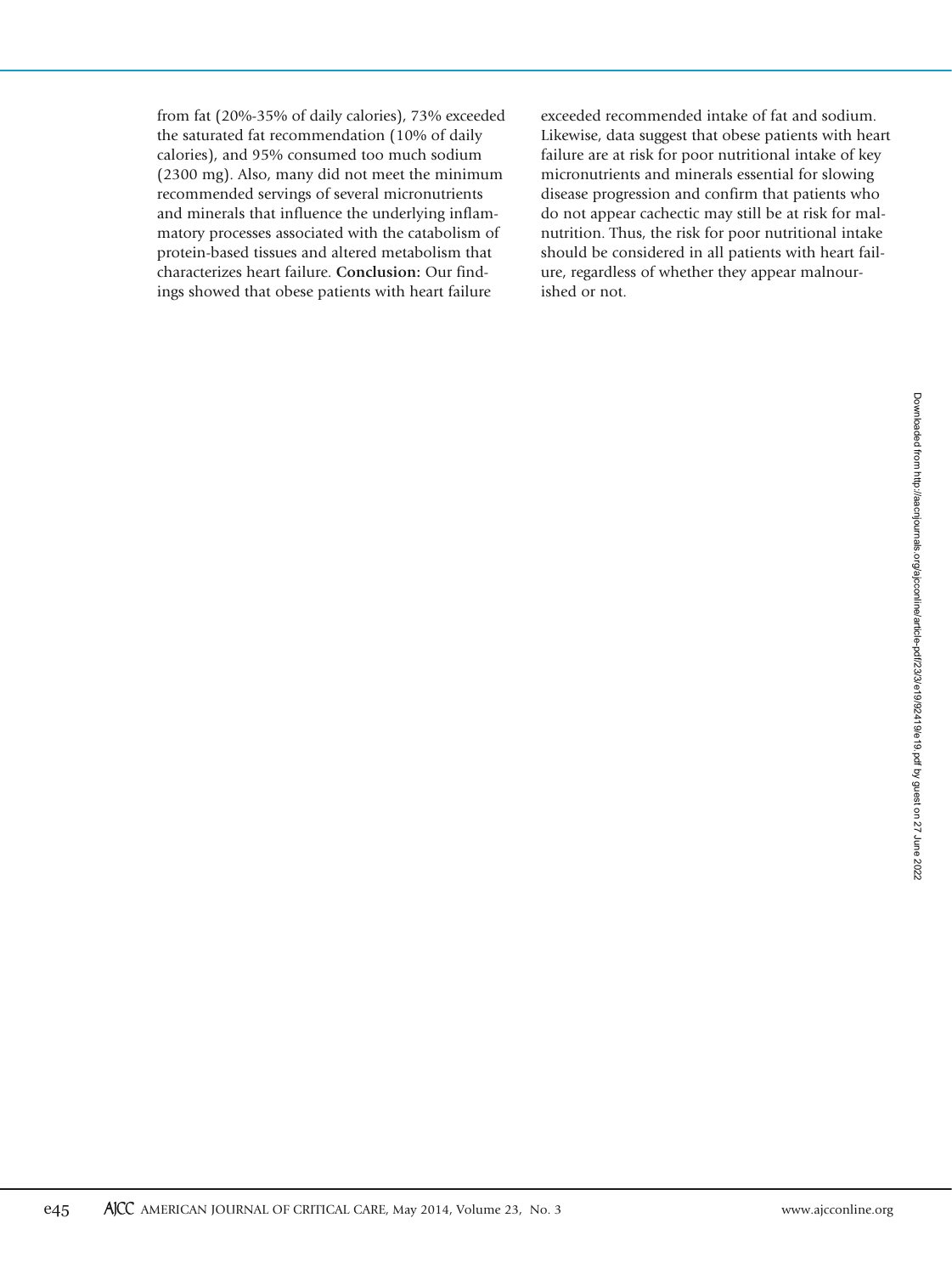from fat (20%-35% of daily calories), 73% exceeded the saturated fat recommendation (10% of daily calories), and 95% consumed too much sodium (2300 mg). Also, many did not meet the minimum recommended servings of several micronutrients and minerals that influence the underlying inflammatory processes associated with the catabolism of protein-based tissues and altered metabolism that characterizes heart failure. **Conclusion:** Our findings showed that obese patients with heart failure exceeded recommended intake of fat and sodium. Likewise, data suggest that obese patients with heart failure are at risk for poor nutritional intake of key micronutrients and minerals essential for slowing disease progression and confirm that patients who do not appear cachectic may still be at risk for malnutrition. Thus, the risk for poor nutritional intake should be considered in all patients with heart failure, regardless of whether they appear malnourished or not.